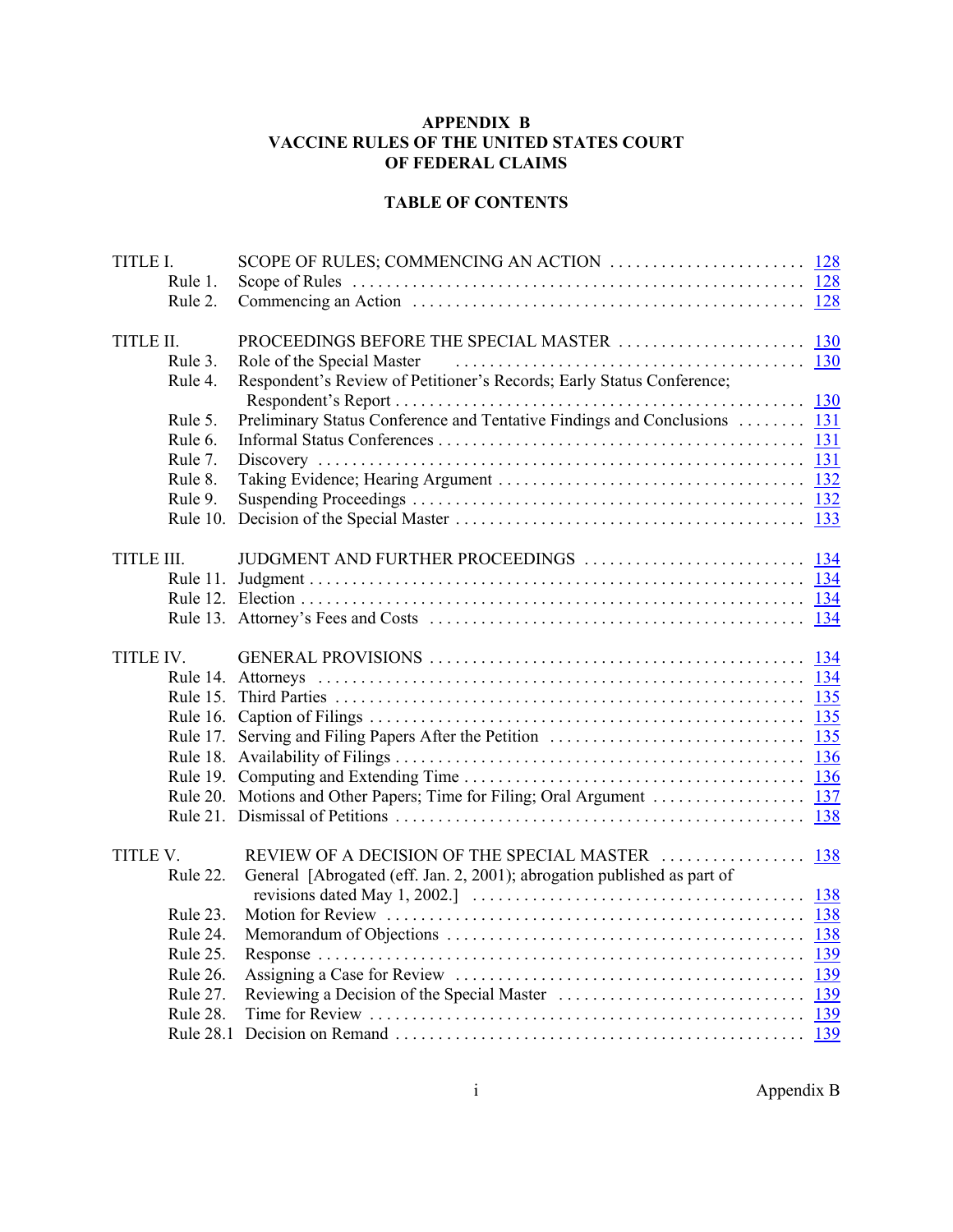# APPENDIX B
# VACCINE RULES OF THE UNITED STATES COURT OF FEDERAL CLAIMS

## TABLE OF CONTENTS

| | | |
|---|---|---|
| TITLE I. | SCOPE OF RULES; COMMENCING AN ACTION | 128 |
| Rule 1. | Scope of Rules | 128 |
| Rule 2. | Commencing an Action | 128 |
| TITLE II. | PROCEEDINGS BEFORE THE SPECIAL MASTER | 130 |
| Rule 3. | Role of the Special Master | 130 |
| Rule 4. | Respondent's Review of Petitioner's Records; Early Status Conference; Respondent's Report | 130 |
| Rule 5. | Preliminary Status Conference and Tentative Findings and Conclusions | 131 |
| Rule 6. | Informal Status Conferences | 131 |
| Rule 7. | Discovery | 131 |
| Rule 8. | Taking Evidence; Hearing Argument | 132 |
| Rule 9. | Suspending Proceedings | 132 |
| Rule 10. | Decision of the Special Master | 133 |
| TITLE III. | JUDGMENT AND FURTHER PROCEEDINGS | 134 |
| Rule 11. | Judgment | 134 |
| Rule 12. | Election | 134 |
| Rule 13. | Attorney's Fees and Costs | 134 |
| TITLE IV. | GENERAL PROVISIONS | 134 |
| Rule 14. | Attorneys | 134 |
| Rule 15. | Third Parties | 135 |
| Rule 16. | Caption of Filings | 135 |
| Rule 17. | Serving and Filing Papers After the Petition | 135 |
| Rule 18. | Availability of Filings | 136 |
| Rule 19. | Computing and Extending Time | 136 |
| Rule 20. | Motions and Other Papers; Time for Filing; Oral Argument | 137 |
| Rule 21. | Dismissal of Petitions | 138 |
| TITLE V. | REVIEW OF A DECISION OF THE SPECIAL MASTER | 138 |
| Rule 22. | General [Abrogated (eff. Jan. 2, 2001); abrogation published as part of revisions dated May 1, 2002.] | 138 |
| Rule 23. | Motion for Review | 138 |
| Rule 24. | Memorandum of Objections | 138 |
| Rule 25. | Response | 139 |
| Rule 26. | Assigning a Case for Review | 139 |
| Rule 27. | Reviewing a Decision of the Special Master | 139 |
| Rule 28. | Time for Review | 139 |
| Rule 28.1 | Decision on Remand | 139 |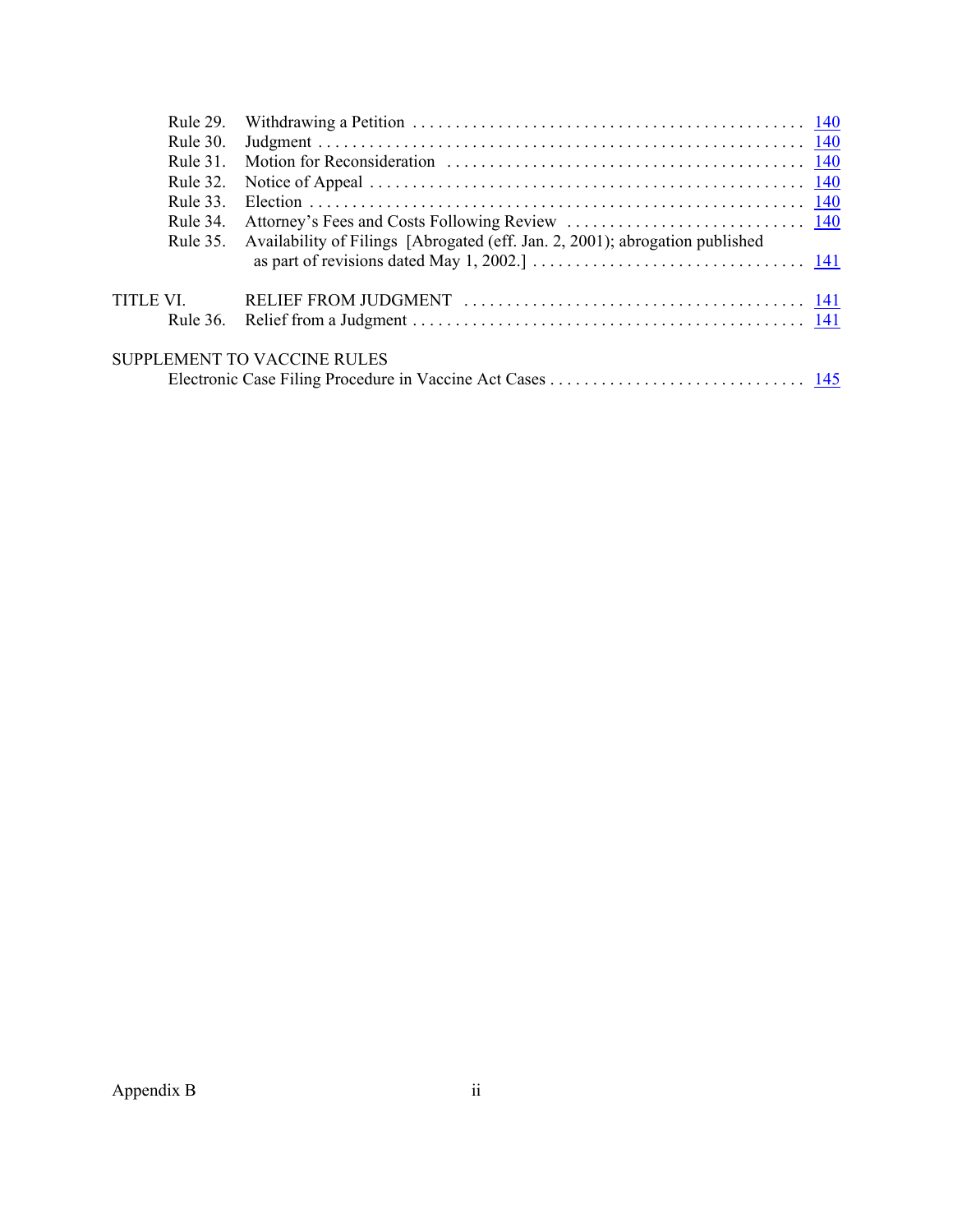| | | |
|---|---|---|
| Rule 29. | Withdrawing a Petition | 140 |
| Rule 30. | Judgment | 140 |
| Rule 31. | Motion for Reconsideration | 140 |
| Rule 32. | Notice of Appeal | 140 |
| Rule 33. | Election | 140 |
| Rule 34. | Attorney's Fees and Costs Following Review | 140 |
| Rule 35. | Availability of Filings [Abrogated (eff. Jan. 2, 2001); abrogation published as part of revisions dated May 1, 2002.] | 141 |
| TITLE VI. | RELIEF FROM JUDGMENT | 141 |
| Rule 36. | Relief from a Judgment | 141 |

SUPPLEMENT TO VACCINE RULES

| | |
|---|---|
| Electronic Case Filing Procedure in Vaccine Act Cases | 145 |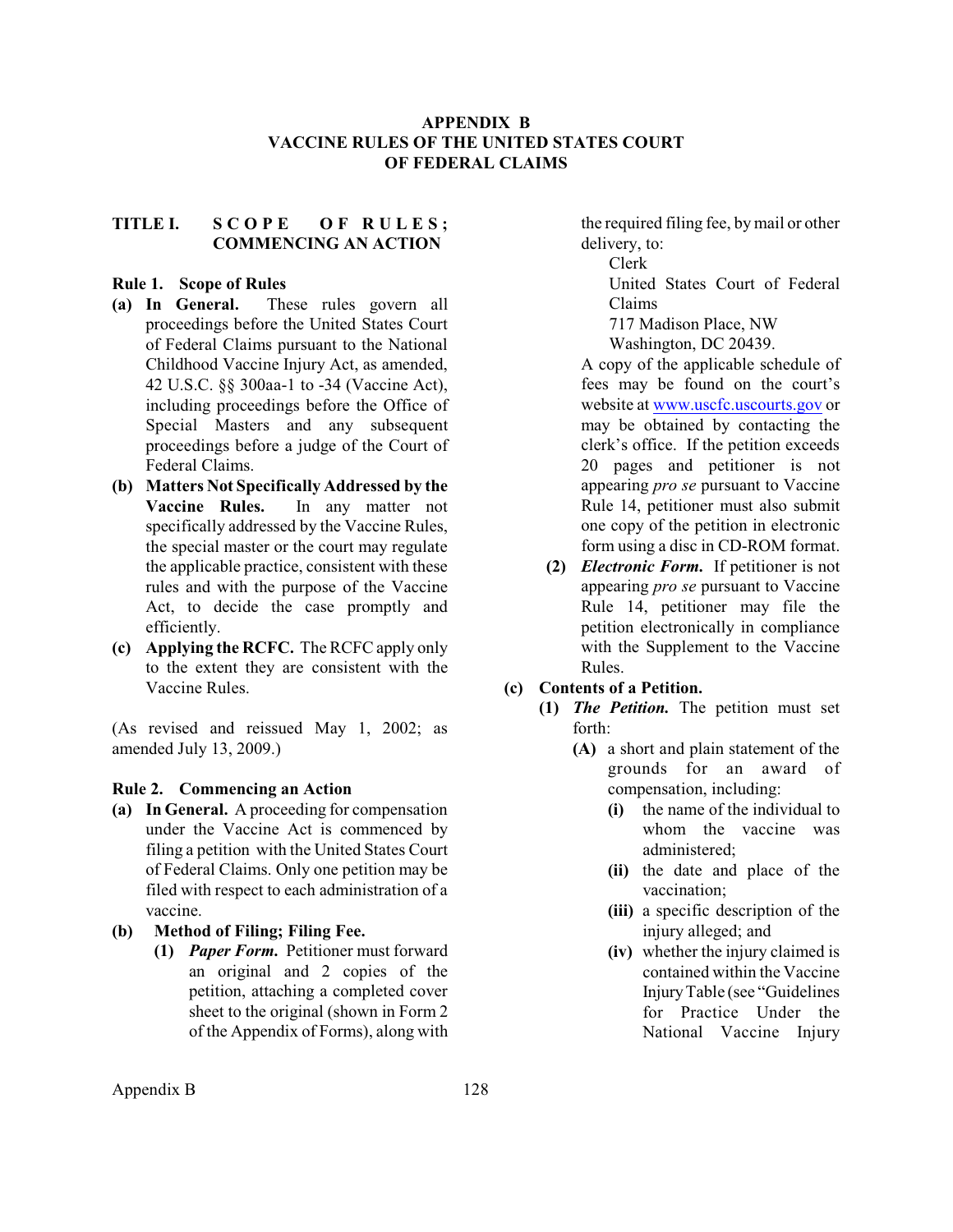## APPENDIX B
## VACCINE RULES OF THE UNITED STATES COURT OF FEDERAL CLAIMS

### TITLE I. SCOPE OF RULES; COMMENCING AN ACTION

#### Rule 1. Scope of Rules

**(a) In General.** These rules govern all proceedings before the United States Court of Federal Claims pursuant to the National Childhood Vaccine Injury Act, as amended, 42 U.S.C. §§ 300aa-1 to -34 (Vaccine Act), including proceedings before the Office of Special Masters and any subsequent proceedings before a judge of the Court of Federal Claims.

**(b) Matters Not Specifically Addressed by the Vaccine Rules.** In any matter not specifically addressed by the Vaccine Rules, the special master or the court may regulate the applicable practice, consistent with these rules and with the purpose of the Vaccine Act, to decide the case promptly and efficiently.

**(c) Applying the RCFC.** The RCFC apply only to the extent they are consistent with the Vaccine Rules.

(As revised and reissued May 1, 2002; as amended July 13, 2009.)

#### Rule 2. Commencing an Action

**(a) In General.** A proceeding for compensation under the Vaccine Act is commenced by filing a petition with the United States Court of Federal Claims. Only one petition may be filed with respect to each administration of a vaccine.

**(b) Method of Filing; Filing Fee.**

**(1)** ***Paper Form.*** Petitioner must forward an original and 2 copies of the petition, attaching a completed cover sheet to the original (shown in Form 2 of the Appendix of Forms), along with the required filing fee, by mail or other delivery, to:

Clerk
United States Court of Federal Claims
717 Madison Place, NW
Washington, DC 20439.

A copy of the applicable schedule of fees may be found on the court's website at www.uscfc.uscourts.gov or may be obtained by contacting the clerk's office. If the petition exceeds 20 pages and petitioner is not appearing *pro se* pursuant to Vaccine Rule 14, petitioner must also submit one copy of the petition in electronic form using a disc in CD-ROM format.

**(2)** ***Electronic Form.*** If petitioner is not appearing *pro se* pursuant to Vaccine Rule 14, petitioner may file the petition electronically in compliance with the Supplement to the Vaccine Rules.

**(c) Contents of a Petition.**

**(1)** ***The Petition.*** The petition must set forth:

**(A)** a short and plain statement of the grounds for an award of compensation, including:

**(i)** the name of the individual to whom the vaccine was administered;

**(ii)** the date and place of the vaccination;

**(iii)** a specific description of the injury alleged; and

**(iv)** whether the injury claimed is contained within the Vaccine Injury Table (see "Guidelines for Practice Under the National Vaccine Injury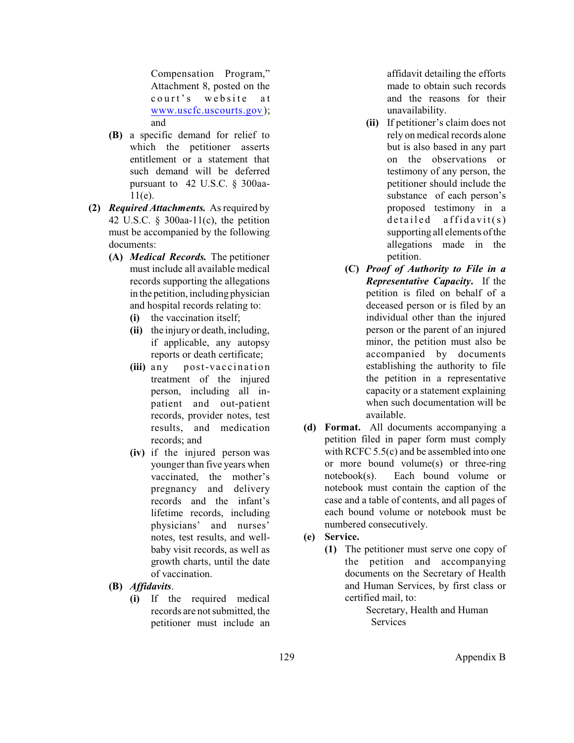Compensation Program," Attachment 8, posted on the court's website at www.uscfc.uscourts.gov); and

- **(B)** a specific demand for relief to which the petitioner asserts entitlement or a statement that such demand will be deferred pursuant to 42 U.S.C. § 300aa-11(e).

**(2)** ***Required Attachments.*** As required by 42 U.S.C. § 300aa-11(c), the petition must be accompanied by the following documents:

- **(A)** ***Medical Records.*** The petitioner must include all available medical records supporting the allegations in the petition, including physician and hospital records relating to:
  - **(i)** the vaccination itself;
  - **(ii)** the injury or death, including, if applicable, any autopsy reports or death certificate;
  - **(iii)** any post-vaccination treatment of the injured person, including all in-patient and out-patient records, provider notes, test results, and medication records; and
  - **(iv)** if the injured person was younger than five years when vaccinated, the mother's pregnancy and delivery records and the infant's lifetime records, including physicians' and nurses' notes, test results, and well-baby visit records, as well as growth charts, until the date of vaccination.
- **(B)** ***Affidavits***.
  - **(i)** If the required medical records are not submitted, the petitioner must include an affidavit detailing the efforts made to obtain such records and the reasons for their unavailability.
  - **(ii)** If petitioner's claim does not rely on medical records alone but is also based in any part on the observations or testimony of any person, the petitioner should include the substance of each person's proposed testimony in a detailed affidavit(s) supporting all elements of the allegations made in the petition.
- **(C)** ***Proof of Authority to File in a Representative Capacity***. If the petition is filed on behalf of a deceased person or is filed by an individual other than the injured person or the parent of an injured minor, the petition must also be accompanied by documents establishing the authority to file the petition in a representative capacity or a statement explaining when such documentation will be available.

**(d)** **Format.** All documents accompanying a petition filed in paper form must comply with RCFC 5.5(c) and be assembled into one or more bound volume(s) or three-ring notebook(s). Each bound volume or notebook must contain the caption of the case and a table of contents, and all pages of each bound volume or notebook must be numbered consecutively.

**(e)** **Service.**

**(1)** The petitioner must serve one copy of the petition and accompanying documents on the Secretary of Health and Human Services, by first class or certified mail, to:

Secretary, Health and Human Services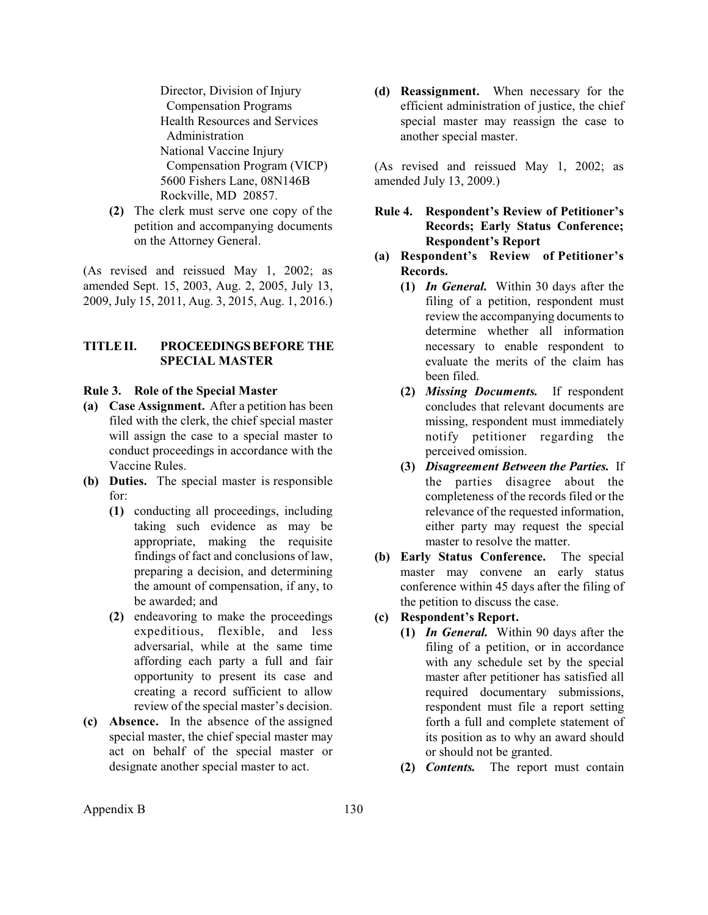Director, Division of Injury Compensation Programs
Health Resources and Services Administration
National Vaccine Injury Compensation Program (VICP)
5600 Fishers Lane, 08N146B
Rockville, MD 20857.

**(2)** The clerk must serve one copy of the petition and accompanying documents on the Attorney General.

(As revised and reissued May 1, 2002; as amended Sept. 15, 2003, Aug. 2, 2005, July 13, 2009, July 15, 2011, Aug. 3, 2015, Aug. 1, 2016.)

## TITLE II. PROCEEDINGS BEFORE THE SPECIAL MASTER

### Rule 3. Role of the Special Master

**(a) Case Assignment.** After a petition has been filed with the clerk, the chief special master will assign the case to a special master to conduct proceedings in accordance with the Vaccine Rules.

**(b) Duties.** The special master is responsible for:

- **(1)** conducting all proceedings, including taking such evidence as may be appropriate, making the requisite findings of fact and conclusions of law, preparing a decision, and determining the amount of compensation, if any, to be awarded; and
- **(2)** endeavoring to make the proceedings expeditious, flexible, and less adversarial, while at the same time affording each party a full and fair opportunity to present its case and creating a record sufficient to allow review of the special master's decision.

**(c) Absence.** In the absence of the assigned special master, the chief special master may act on behalf of the special master or designate another special master to act.

**(d) Reassignment.** When necessary for the efficient administration of justice, the chief special master may reassign the case to another special master.

(As revised and reissued May 1, 2002; as amended July 13, 2009.)

### Rule 4. Respondent's Review of Petitioner's Records; Early Status Conference; Respondent's Report

**(a) Respondent's Review of Petitioner's Records.**

- **(1)** ***In General.*** Within 30 days after the filing of a petition, respondent must review the accompanying documents to determine whether all information necessary to enable respondent to evaluate the merits of the claim has been filed.
- **(2)** ***Missing Documents.*** If respondent concludes that relevant documents are missing, respondent must immediately notify petitioner regarding the perceived omission.
- **(3)** ***Disagreement Between the Parties.*** If the parties disagree about the completeness of the records filed or the relevance of the requested information, either party may request the special master to resolve the matter.

**(b) Early Status Conference.** The special master may convene an early status conference within 45 days after the filing of the petition to discuss the case.

**(c) Respondent's Report.**

- **(1)** ***In General.*** Within 90 days after the filing of a petition, or in accordance with any schedule set by the special master after petitioner has satisfied all required documentary submissions, respondent must file a report setting forth a full and complete statement of its position as to why an award should or should not be granted.
- **(2)** ***Contents.*** The report must contain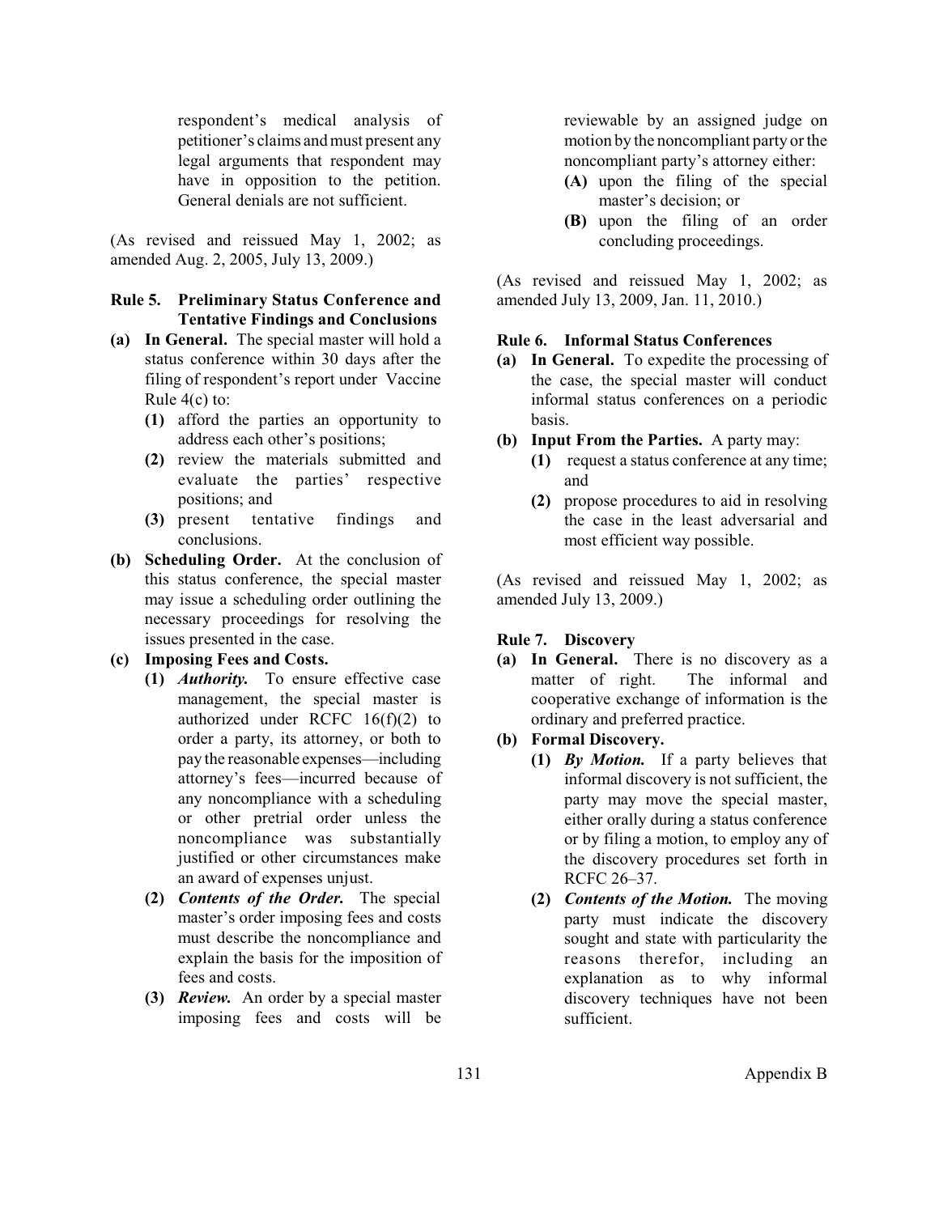respondent's medical analysis of petitioner's claims and must present any legal arguments that respondent may have in opposition to the petition. General denials are not sufficient.

(As revised and reissued May 1, 2002; as amended Aug. 2, 2005, July 13, 2009.)

### Rule 5. Preliminary Status Conference and Tentative Findings and Conclusions

**(a) In General.** The special master will hold a status conference within 30 days after the filing of respondent's report under Vaccine Rule 4(c) to:

- **(1)** afford the parties an opportunity to address each other's positions;
- **(2)** review the materials submitted and evaluate the parties' respective positions; and
- **(3)** present tentative findings and conclusions.

**(b) Scheduling Order.** At the conclusion of this status conference, the special master may issue a scheduling order outlining the necessary proceedings for resolving the issues presented in the case.

**(c) Imposing Fees and Costs.**

- **(1)** ***Authority.*** To ensure effective case management, the special master is authorized under RCFC 16(f)(2) to order a party, its attorney, or both to pay the reasonable expenses—including attorney's fees—incurred because of any noncompliance with a scheduling or other pretrial order unless the noncompliance was substantially justified or other circumstances make an award of expenses unjust.
- **(2)** ***Contents of the Order.*** The special master's order imposing fees and costs must describe the noncompliance and explain the basis for the imposition of fees and costs.
- **(3)** ***Review.*** An order by a special master imposing fees and costs will be reviewable by an assigned judge on motion by the noncompliant party or the noncompliant party's attorney either:
  - **(A)** upon the filing of the special master's decision; or
  - **(B)** upon the filing of an order concluding proceedings.

(As revised and reissued May 1, 2002; as amended July 13, 2009, Jan. 11, 2010.)

### Rule 6. Informal Status Conferences

**(a) In General.** To expedite the processing of the case, the special master will conduct informal status conferences on a periodic basis.

**(b) Input From the Parties.** A party may:

- **(1)** request a status conference at any time; and
- **(2)** propose procedures to aid in resolving the case in the least adversarial and most efficient way possible.

(As revised and reissued May 1, 2002; as amended July 13, 2009.)

### Rule 7. Discovery

**(a) In General.** There is no discovery as a matter of right. The informal and cooperative exchange of information is the ordinary and preferred practice.

**(b) Formal Discovery.**

- **(1)** ***By Motion.*** If a party believes that informal discovery is not sufficient, the party may move the special master, either orally during a status conference or by filing a motion, to employ any of the discovery procedures set forth in RCFC 26–37.
- **(2)** ***Contents of the Motion.*** The moving party must indicate the discovery sought and state with particularity the reasons therefor, including an explanation as to why informal discovery techniques have not been sufficient.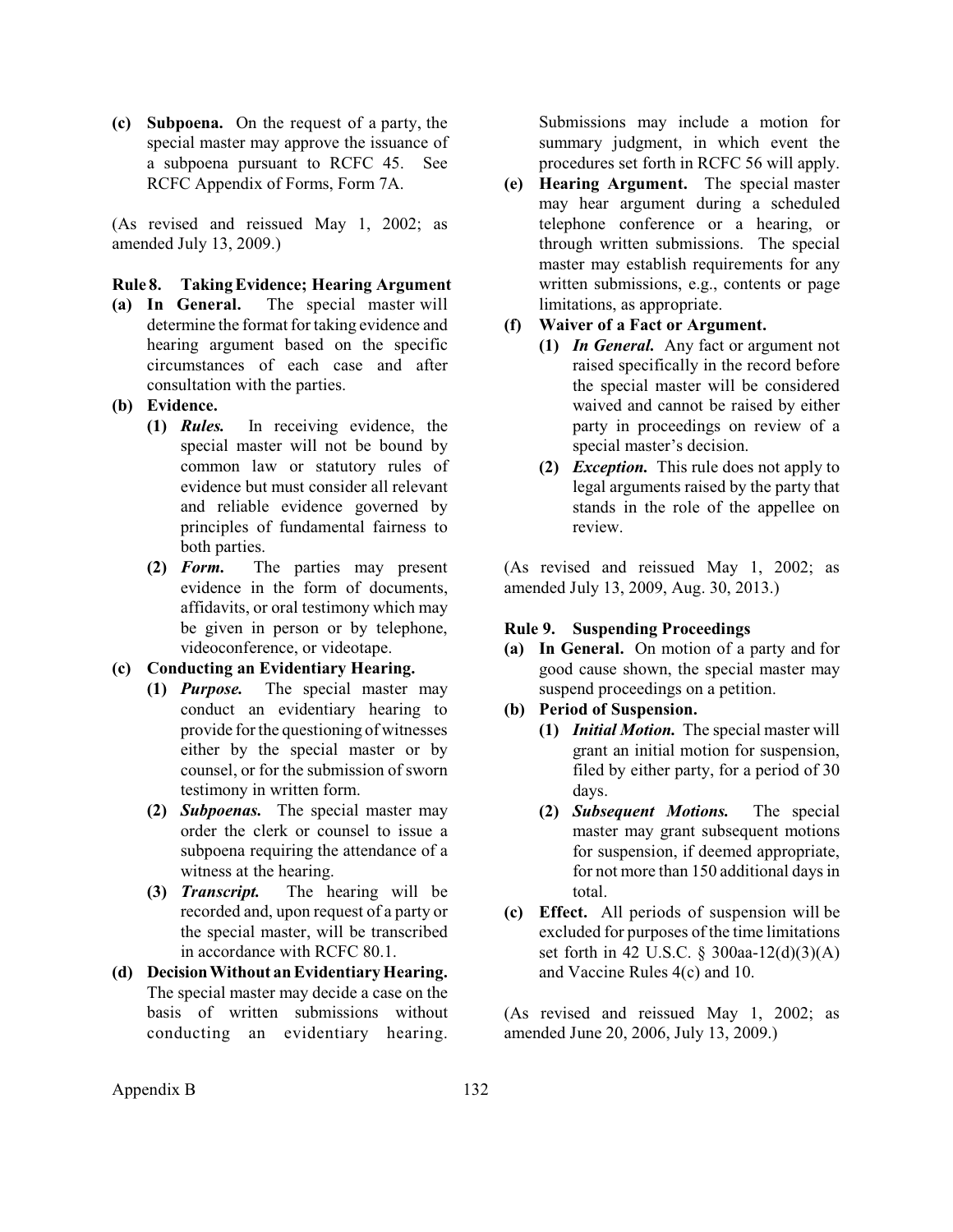**(c) Subpoena.** On the request of a party, the special master may approve the issuance of a subpoena pursuant to RCFC 45. See RCFC Appendix of Forms, Form 7A.

(As revised and reissued May 1, 2002; as amended July 13, 2009.)

### Rule 8. Taking Evidence; Hearing Argument

**(a) In General.** The special master will determine the format for taking evidence and hearing argument based on the specific circumstances of each case and after consultation with the parties.

**(b) Evidence.**

- **(1)** ***Rules.*** In receiving evidence, the special master will not be bound by common law or statutory rules of evidence but must consider all relevant and reliable evidence governed by principles of fundamental fairness to both parties.
- **(2)** ***Form.*** The parties may present evidence in the form of documents, affidavits, or oral testimony which may be given in person or by telephone, videoconference, or videotape.

**(c) Conducting an Evidentiary Hearing.**

- **(1)** ***Purpose.*** The special master may conduct an evidentiary hearing to provide for the questioning of witnesses either by the special master or by counsel, or for the submission of sworn testimony in written form.
- **(2)** ***Subpoenas.*** The special master may order the clerk or counsel to issue a subpoena requiring the attendance of a witness at the hearing.
- **(3)** ***Transcript.*** The hearing will be recorded and, upon request of a party or the special master, will be transcribed in accordance with RCFC 80.1.

**(d) Decision Without an Evidentiary Hearing.** The special master may decide a case on the basis of written submissions without conducting an evidentiary hearing. Submissions may include a motion for summary judgment, in which event the procedures set forth in RCFC 56 will apply.

**(e) Hearing Argument.** The special master may hear argument during a scheduled telephone conference or a hearing, or through written submissions. The special master may establish requirements for any written submissions, e.g., contents or page limitations, as appropriate.

**(f) Waiver of a Fact or Argument.**

- **(1)** ***In General.*** Any fact or argument not raised specifically in the record before the special master will be considered waived and cannot be raised by either party in proceedings on review of a special master's decision.
- **(2)** ***Exception.*** This rule does not apply to legal arguments raised by the party that stands in the role of the appellee on review.

(As revised and reissued May 1, 2002; as amended July 13, 2009, Aug. 30, 2013.)

### Rule 9. Suspending Proceedings

**(a) In General.** On motion of a party and for good cause shown, the special master may suspend proceedings on a petition.

**(b) Period of Suspension.**

- **(1)** ***Initial Motion.*** The special master will grant an initial motion for suspension, filed by either party, for a period of 30 days.
- **(2)** ***Subsequent Motions.*** The special master may grant subsequent motions for suspension, if deemed appropriate, for not more than 150 additional days in total.

**(c) Effect.** All periods of suspension will be excluded for purposes of the time limitations set forth in 42 U.S.C. § 300aa-12(d)(3)(A) and Vaccine Rules 4(c) and 10.

(As revised and reissued May 1, 2002; as amended June 20, 2006, July 13, 2009.)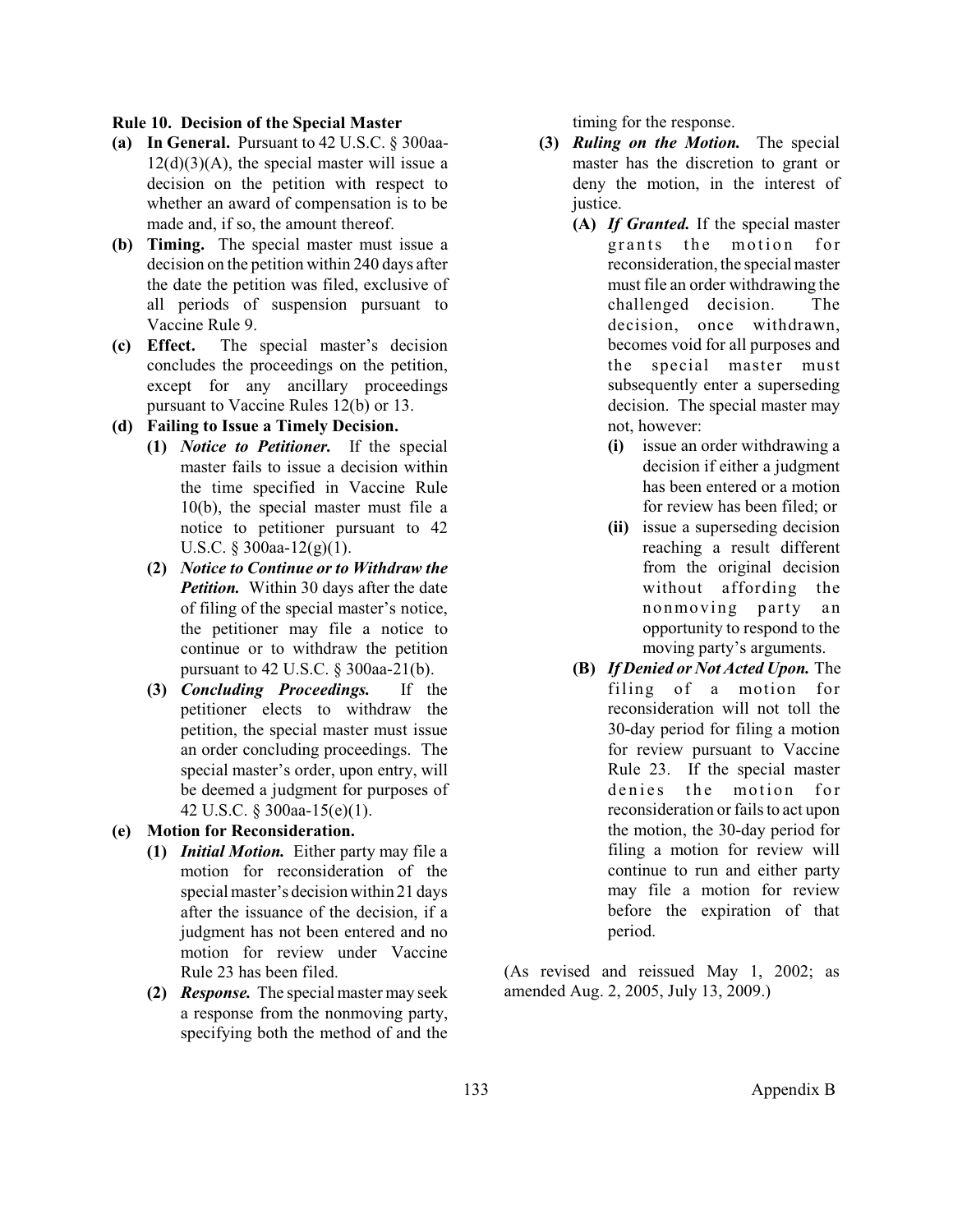**Rule 10. Decision of the Special Master**

**(a) In General.** Pursuant to 42 U.S.C. § 300aa-12(d)(3)(A), the special master will issue a decision on the petition with respect to whether an award of compensation is to be made and, if so, the amount thereof.

**(b) Timing.** The special master must issue a decision on the petition within 240 days after the date the petition was filed, exclusive of all periods of suspension pursuant to Vaccine Rule 9.

**(c) Effect.** The special master's decision concludes the proceedings on the petition, except for any ancillary proceedings pursuant to Vaccine Rules 12(b) or 13.

**(d) Failing to Issue a Timely Decision.**

- **(1)** ***Notice to Petitioner.*** If the special master fails to issue a decision within the time specified in Vaccine Rule 10(b), the special master must file a notice to petitioner pursuant to 42 U.S.C. § 300aa-12(g)(1).
- **(2)** ***Notice to Continue or to Withdraw the Petition.*** Within 30 days after the date of filing of the special master's notice, the petitioner may file a notice to continue or to withdraw the petition pursuant to 42 U.S.C. § 300aa-21(b).
- **(3)** ***Concluding Proceedings.*** If the petitioner elects to withdraw the petition, the special master must issue an order concluding proceedings. The special master's order, upon entry, will be deemed a judgment for purposes of 42 U.S.C. § 300aa-15(e)(1).

**(e) Motion for Reconsideration.**

- **(1)** ***Initial Motion.*** Either party may file a motion for reconsideration of the special master's decision within 21 days after the issuance of the decision, if a judgment has not been entered and no motion for review under Vaccine Rule 23 has been filed.
- **(2)** ***Response.*** The special master may seek a response from the nonmoving party, specifying both the method of and the timing for the response.
- **(3)** ***Ruling on the Motion.*** The special master has the discretion to grant or deny the motion, in the interest of justice.
  - **(A)** ***If Granted.*** If the special master grants the motion for reconsideration, the special master must file an order withdrawing the challenged decision. The decision, once withdrawn, becomes void for all purposes and the special master must subsequently enter a superseding decision. The special master may not, however:
    - **(i)** issue an order withdrawing a decision if either a judgment has been entered or a motion for review has been filed; or
    - **(ii)** issue a superseding decision reaching a result different from the original decision without affording the nonmoving party an opportunity to respond to the moving party's arguments.
  - **(B)** ***If Denied or Not Acted Upon.*** The filing of a motion for reconsideration will not toll the 30-day period for filing a motion for review pursuant to Vaccine Rule 23. If the special master denies the motion for reconsideration or fails to act upon the motion, the 30-day period for filing a motion for review will continue to run and either party may file a motion for review before the expiration of that period.

(As revised and reissued May 1, 2002; as amended Aug. 2, 2005, July 13, 2009.)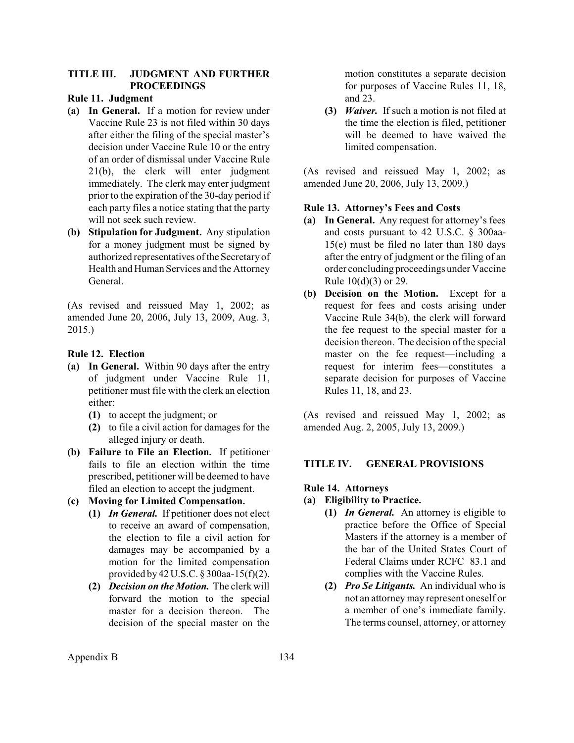## TITLE III. JUDGMENT AND FURTHER PROCEEDINGS

### Rule 11. Judgment

**(a) In General.** If a motion for review under Vaccine Rule 23 is not filed within 30 days after either the filing of the special master's decision under Vaccine Rule 10 or the entry of an order of dismissal under Vaccine Rule 21(b), the clerk will enter judgment immediately. The clerk may enter judgment prior to the expiration of the 30-day period if each party files a notice stating that the party will not seek such review.

**(b) Stipulation for Judgment.** Any stipulation for a money judgment must be signed by authorized representatives of the Secretary of Health and Human Services and the Attorney General.

(As revised and reissued May 1, 2002; as amended June 20, 2006, July 13, 2009, Aug. 3, 2015.)

### Rule 12. Election

**(a) In General.** Within 90 days after the entry of judgment under Vaccine Rule 11, petitioner must file with the clerk an election either:

- **(1)** to accept the judgment; or
- **(2)** to file a civil action for damages for the alleged injury or death.

**(b) Failure to File an Election.** If petitioner fails to file an election within the time prescribed, petitioner will be deemed to have filed an election to accept the judgment.

**(c) Moving for Limited Compensation.**

- **(1)** ***In General.*** If petitioner does not elect to receive an award of compensation, the election to file a civil action for damages may be accompanied by a motion for the limited compensation provided by 42 U.S.C. § 300aa-15(f)(2).
- **(2)** ***Decision on the Motion.*** The clerk will forward the motion to the special master for a decision thereon. The decision of the special master on the motion constitutes a separate decision for purposes of Vaccine Rules 11, 18, and 23.
- **(3)** ***Waiver.*** If such a motion is not filed at the time the election is filed, petitioner will be deemed to have waived the limited compensation.

(As revised and reissued May 1, 2002; as amended June 20, 2006, July 13, 2009.)

### Rule 13. Attorney's Fees and Costs

**(a) In General.** Any request for attorney's fees and costs pursuant to 42 U.S.C. § 300aa-15(e) must be filed no later than 180 days after the entry of judgment or the filing of an order concluding proceedings under Vaccine Rule 10(d)(3) or 29.

**(b) Decision on the Motion.** Except for a request for fees and costs arising under Vaccine Rule 34(b), the clerk will forward the fee request to the special master for a decision thereon. The decision of the special master on the fee request—including a request for interim fees—constitutes a separate decision for purposes of Vaccine Rules 11, 18, and 23.

(As revised and reissued May 1, 2002; as amended Aug. 2, 2005, July 13, 2009.)

## TITLE IV. GENERAL PROVISIONS

### Rule 14. Attorneys

**(a) Eligibility to Practice.**

- **(1)** ***In General.*** An attorney is eligible to practice before the Office of Special Masters if the attorney is a member of the bar of the United States Court of Federal Claims under RCFC 83.1 and complies with the Vaccine Rules.
- **(2)** ***Pro Se Litigants.*** An individual who is not an attorney may represent oneself or a member of one's immediate family. The terms counsel, attorney, or attorney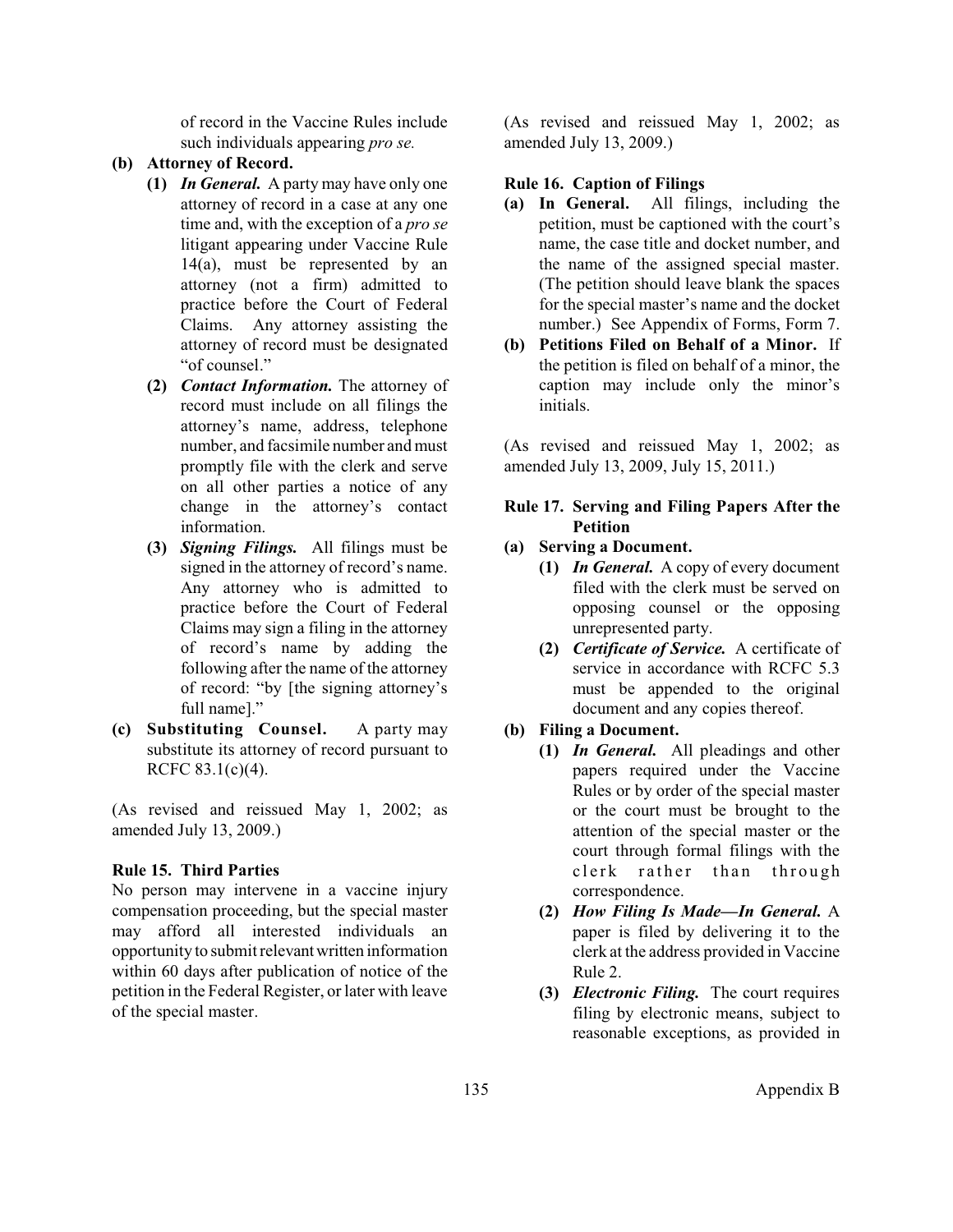of record in the Vaccine Rules include such individuals appearing *pro se.*

**(b) Attorney of Record.**

**(1)** ***In General.*** A party may have only one attorney of record in a case at any one time and, with the exception of a *pro se* litigant appearing under Vaccine Rule 14(a), must be represented by an attorney (not a firm) admitted to practice before the Court of Federal Claims. Any attorney assisting the attorney of record must be designated "of counsel."

**(2)** ***Contact Information.*** The attorney of record must include on all filings the attorney's name, address, telephone number, and facsimile number and must promptly file with the clerk and serve on all other parties a notice of any change in the attorney's contact information.

**(3)** ***Signing Filings.*** All filings must be signed in the attorney of record's name. Any attorney who is admitted to practice before the Court of Federal Claims may sign a filing in the attorney of record's name by adding the following after the name of the attorney of record: "by [the signing attorney's full name]."

**(c) Substituting Counsel.** A party may substitute its attorney of record pursuant to RCFC 83.1(c)(4).

(As revised and reissued May 1, 2002; as amended July 13, 2009.)

### Rule 15. Third Parties

No person may intervene in a vaccine injury compensation proceeding, but the special master may afford all interested individuals an opportunity to submit relevant written information within 60 days after publication of notice of the petition in the Federal Register, or later with leave of the special master.

(As revised and reissued May 1, 2002; as amended July 13, 2009.)

### Rule 16. Caption of Filings

**(a) In General.** All filings, including the petition, must be captioned with the court's name, the case title and docket number, and the name of the assigned special master. (The petition should leave blank the spaces for the special master's name and the docket number.) See Appendix of Forms, Form 7.

**(b) Petitions Filed on Behalf of a Minor.** If the petition is filed on behalf of a minor, the caption may include only the minor's initials.

(As revised and reissued May 1, 2002; as amended July 13, 2009, July 15, 2011.)

### Rule 17. Serving and Filing Papers After the Petition

**(a) Serving a Document.**

**(1)** ***In General.*** A copy of every document filed with the clerk must be served on opposing counsel or the opposing unrepresented party.

**(2)** ***Certificate of Service.*** A certificate of service in accordance with RCFC 5.3 must be appended to the original document and any copies thereof.

**(b) Filing a Document.**

**(1)** ***In General.*** All pleadings and other papers required under the Vaccine Rules or by order of the special master or the court must be brought to the attention of the special master or the court through formal filings with the clerk rather than through correspondence.

**(2)** ***How Filing Is Made—In General.*** A paper is filed by delivering it to the clerk at the address provided in Vaccine Rule 2.

**(3)** ***Electronic Filing.*** The court requires filing by electronic means, subject to reasonable exceptions, as provided in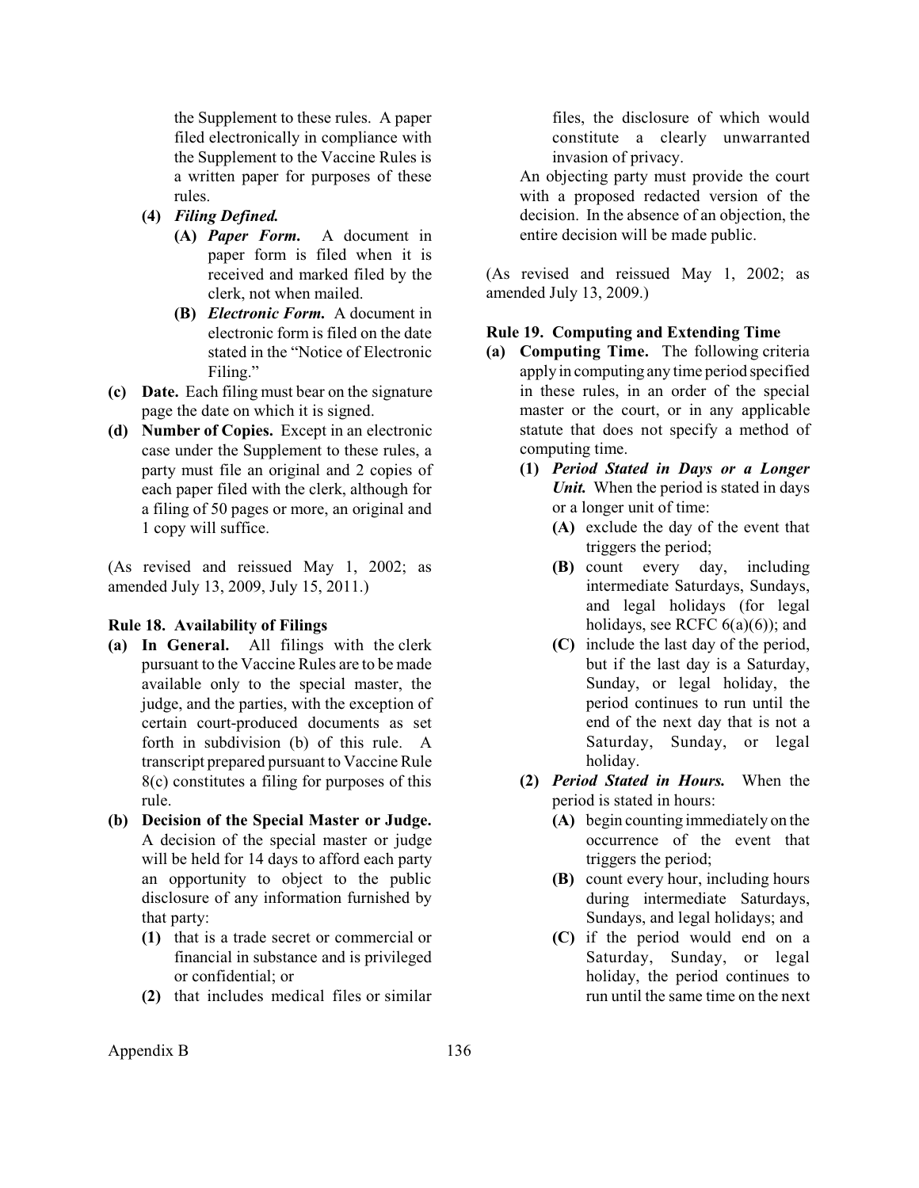the Supplement to these rules. A paper filed electronically in compliance with the Supplement to the Vaccine Rules is a written paper for purposes of these rules.

**(4)** ***Filing Defined.***

**(A)** ***Paper Form.*** A document in paper form is filed when it is received and marked filed by the clerk, not when mailed.

**(B)** ***Electronic Form.*** A document in electronic form is filed on the date stated in the "Notice of Electronic Filing."

**(c)** **Date.** Each filing must bear on the signature page the date on which it is signed.

**(d)** **Number of Copies.** Except in an electronic case under the Supplement to these rules, a party must file an original and 2 copies of each paper filed with the clerk, although for a filing of 50 pages or more, an original and 1 copy will suffice.

(As revised and reissued May 1, 2002; as amended July 13, 2009, July 15, 2011.)

**Rule 18. Availability of Filings**

**(a)** **In General.** All filings with the clerk pursuant to the Vaccine Rules are to be made available only to the special master, the judge, and the parties, with the exception of certain court-produced documents as set forth in subdivision (b) of this rule. A transcript prepared pursuant to Vaccine Rule 8(c) constitutes a filing for purposes of this rule.

**(b)** **Decision of the Special Master or Judge.** A decision of the special master or judge will be held for 14 days to afford each party an opportunity to object to the public disclosure of any information furnished by that party:

**(1)** that is a trade secret or commercial or financial in substance and is privileged or confidential; or

**(2)** that includes medical files or similar files, the disclosure of which would constitute a clearly unwarranted invasion of privacy.

An objecting party must provide the court with a proposed redacted version of the decision. In the absence of an objection, the entire decision will be made public.

(As revised and reissued May 1, 2002; as amended July 13, 2009.)

**Rule 19. Computing and Extending Time**

**(a)** **Computing Time.** The following criteria apply in computing any time period specified in these rules, in an order of the special master or the court, or in any applicable statute that does not specify a method of computing time.

**(1)** ***Period Stated in Days or a Longer Unit.*** When the period is stated in days or a longer unit of time:

**(A)** exclude the day of the event that triggers the period;

**(B)** count every day, including intermediate Saturdays, Sundays, and legal holidays (for legal holidays, see RCFC 6(a)(6)); and

**(C)** include the last day of the period, but if the last day is a Saturday, Sunday, or legal holiday, the period continues to run until the end of the next day that is not a Saturday, Sunday, or legal holiday.

**(2)** ***Period Stated in Hours.*** When the period is stated in hours:

**(A)** begin counting immediately on the occurrence of the event that triggers the period;

**(B)** count every hour, including hours during intermediate Saturdays, Sundays, and legal holidays; and

**(C)** if the period would end on a Saturday, Sunday, or legal holiday, the period continues to run until the same time on the next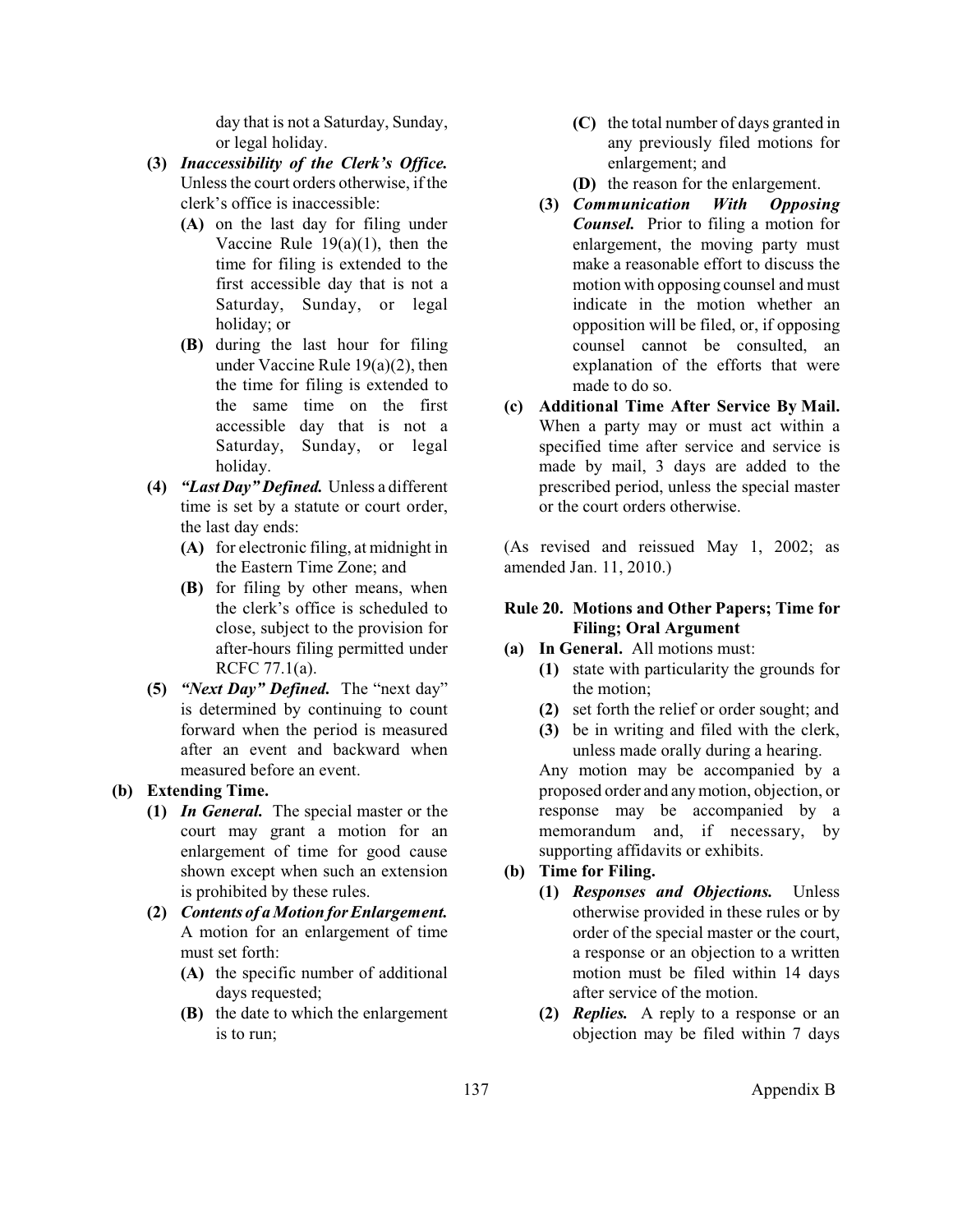day that is not a Saturday, Sunday, or legal holiday.

- **(3)** ***Inaccessibility of the Clerk's Office.*** Unless the court orders otherwise, if the clerk's office is inaccessible:
  - **(A)** on the last day for filing under Vaccine Rule 19(a)(1), then the time for filing is extended to the first accessible day that is not a Saturday, Sunday, or legal holiday; or
  - **(B)** during the last hour for filing under Vaccine Rule 19(a)(2), then the time for filing is extended to the same time on the first accessible day that is not a Saturday, Sunday, or legal holiday.
- **(4)** ***"Last Day" Defined.*** Unless a different time is set by a statute or court order, the last day ends:
  - **(A)** for electronic filing, at midnight in the Eastern Time Zone; and
  - **(B)** for filing by other means, when the clerk's office is scheduled to close, subject to the provision for after-hours filing permitted under RCFC 77.1(a).
- **(5)** ***"Next Day" Defined.*** The "next day" is determined by continuing to count forward when the period is measured after an event and backward when measured before an event.

**(b) Extending Time.**

- **(1)** ***In General.*** The special master or the court may grant a motion for an enlargement of time for good cause shown except when such an extension is prohibited by these rules.
- **(2)** ***Contents of a Motion for Enlargement.*** A motion for an enlargement of time must set forth:
  - **(A)** the specific number of additional days requested;
  - **(B)** the date to which the enlargement is to run;
  - **(C)** the total number of days granted in any previously filed motions for enlargement; and
  - **(D)** the reason for the enlargement.
- **(3)** ***Communication With Opposing Counsel.*** Prior to filing a motion for enlargement, the moving party must make a reasonable effort to discuss the motion with opposing counsel and must indicate in the motion whether an opposition will be filed, or, if opposing counsel cannot be consulted, an explanation of the efforts that were made to do so.

**(c) Additional Time After Service By Mail.** When a party may or must act within a specified time after service and service is made by mail, 3 days are added to the prescribed period, unless the special master or the court orders otherwise.

(As revised and reissued May 1, 2002; as amended Jan. 11, 2010.)

### Rule 20. Motions and Other Papers; Time for Filing; Oral Argument

**(a) In General.** All motions must:

- **(1)** state with particularity the grounds for the motion;
- **(2)** set forth the relief or order sought; and
- **(3)** be in writing and filed with the clerk, unless made orally during a hearing.

Any motion may be accompanied by a proposed order and any motion, objection, or response may be accompanied by a memorandum and, if necessary, by supporting affidavits or exhibits.

**(b) Time for Filing.**

- **(1)** ***Responses and Objections.*** Unless otherwise provided in these rules or by order of the special master or the court, a response or an objection to a written motion must be filed within 14 days after service of the motion.
- **(2)** ***Replies.*** A reply to a response or an objection may be filed within 7 days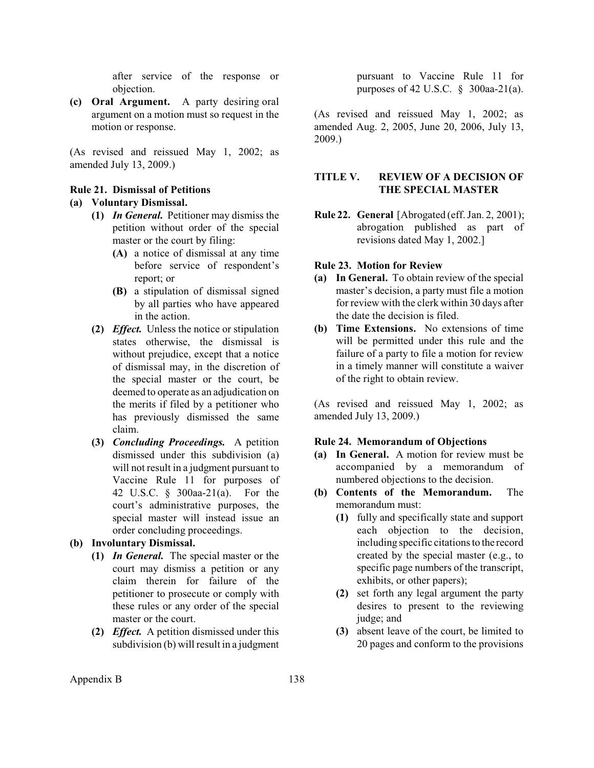after service of the response or objection.

**(c) Oral Argument.** A party desiring oral argument on a motion must so request in the motion or response.

(As revised and reissued May 1, 2002; as amended July 13, 2009.)

### Rule 21. Dismissal of Petitions

**(a) Voluntary Dismissal.**

- **(1)** ***In General.*** Petitioner may dismiss the petition without order of the special master or the court by filing:
  - **(A)** a notice of dismissal at any time before service of respondent's report; or
  - **(B)** a stipulation of dismissal signed by all parties who have appeared in the action.
- **(2)** ***Effect.*** Unless the notice or stipulation states otherwise, the dismissal is without prejudice, except that a notice of dismissal may, in the discretion of the special master or the court, be deemed to operate as an adjudication on the merits if filed by a petitioner who has previously dismissed the same claim.
- **(3)** ***Concluding Proceedings.*** A petition dismissed under this subdivision (a) will not result in a judgment pursuant to Vaccine Rule 11 for purposes of 42 U.S.C. § 300aa-21(a). For the court's administrative purposes, the special master will instead issue an order concluding proceedings.

**(b) Involuntary Dismissal.**

- **(1)** ***In General.*** The special master or the court may dismiss a petition or any claim therein for failure of the petitioner to prosecute or comply with these rules or any order of the special master or the court.
- **(2)** ***Effect.*** A petition dismissed under this subdivision (b) will result in a judgment pursuant to Vaccine Rule 11 for purposes of 42 U.S.C. § 300aa-21(a).

(As revised and reissued May 1, 2002; as amended Aug. 2, 2005, June 20, 2006, July 13, 2009.)

## TITLE V. REVIEW OF A DECISION OF THE SPECIAL MASTER

**Rule 22. General** [Abrogated (eff. Jan. 2, 2001); abrogation published as part of revisions dated May 1, 2002.]

### Rule 23. Motion for Review

**(a) In General.** To obtain review of the special master's decision, a party must file a motion for review with the clerk within 30 days after the date the decision is filed.

**(b) Time Extensions.** No extensions of time will be permitted under this rule and the failure of a party to file a motion for review in a timely manner will constitute a waiver of the right to obtain review.

(As revised and reissued May 1, 2002; as amended July 13, 2009.)

### Rule 24. Memorandum of Objections

**(a) In General.** A motion for review must be accompanied by a memorandum of numbered objections to the decision.

**(b) Contents of the Memorandum.** The memorandum must:

- **(1)** fully and specifically state and support each objection to the decision, including specific citations to the record created by the special master (e.g., to specific page numbers of the transcript, exhibits, or other papers);
- **(2)** set forth any legal argument the party desires to present to the reviewing judge; and
- **(3)** absent leave of the court, be limited to 20 pages and conform to the provisions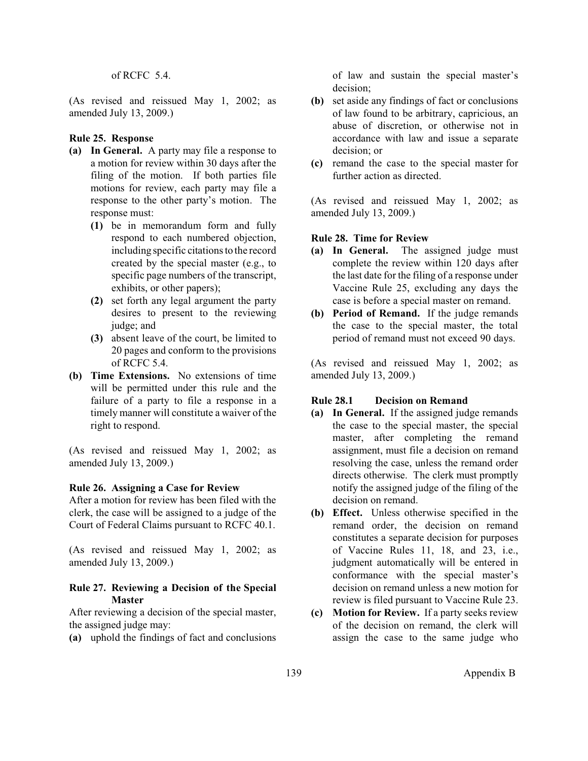of RCFC 5.4.

(As revised and reissued May 1, 2002; as amended July 13, 2009.)

**Rule 25. Response**

- **(a) In General.** A party may file a response to a motion for review within 30 days after the filing of the motion. If both parties file motions for review, each party may file a response to the other party's motion. The response must:
  - **(1)** be in memorandum form and fully respond to each numbered objection, including specific citations to the record created by the special master (e.g., to specific page numbers of the transcript, exhibits, or other papers);
  - **(2)** set forth any legal argument the party desires to present to the reviewing judge; and
  - **(3)** absent leave of the court, be limited to 20 pages and conform to the provisions of RCFC 5.4.
- **(b) Time Extensions.** No extensions of time will be permitted under this rule and the failure of a party to file a response in a timely manner will constitute a waiver of the right to respond.

(As revised and reissued May 1, 2002; as amended July 13, 2009.)

**Rule 26. Assigning a Case for Review**

After a motion for review has been filed with the clerk, the case will be assigned to a judge of the Court of Federal Claims pursuant to RCFC 40.1.

(As revised and reissued May 1, 2002; as amended July 13, 2009.)

**Rule 27. Reviewing a Decision of the Special Master**

After reviewing a decision of the special master, the assigned judge may:

- **(a)** uphold the findings of fact and conclusions of law and sustain the special master's decision;
- **(b)** set aside any findings of fact or conclusions of law found to be arbitrary, capricious, an abuse of discretion, or otherwise not in accordance with law and issue a separate decision; or
- **(c)** remand the case to the special master for further action as directed.

(As revised and reissued May 1, 2002; as amended July 13, 2009.)

**Rule 28. Time for Review**

- **(a) In General.** The assigned judge must complete the review within 120 days after the last date for the filing of a response under Vaccine Rule 25, excluding any days the case is before a special master on remand.
- **(b) Period of Remand.** If the judge remands the case to the special master, the total period of remand must not exceed 90 days.

(As revised and reissued May 1, 2002; as amended July 13, 2009.)

**Rule 28.1 Decision on Remand**

- **(a) In General.** If the assigned judge remands the case to the special master, the special master, after completing the remand assignment, must file a decision on remand resolving the case, unless the remand order directs otherwise. The clerk must promptly notify the assigned judge of the filing of the decision on remand.
- **(b) Effect.** Unless otherwise specified in the remand order, the decision on remand constitutes a separate decision for purposes of Vaccine Rules 11, 18, and 23, i.e., judgment automatically will be entered in conformance with the special master's decision on remand unless a new motion for review is filed pursuant to Vaccine Rule 23.
- **(c) Motion for Review.** If a party seeks review of the decision on remand, the clerk will assign the case to the same judge who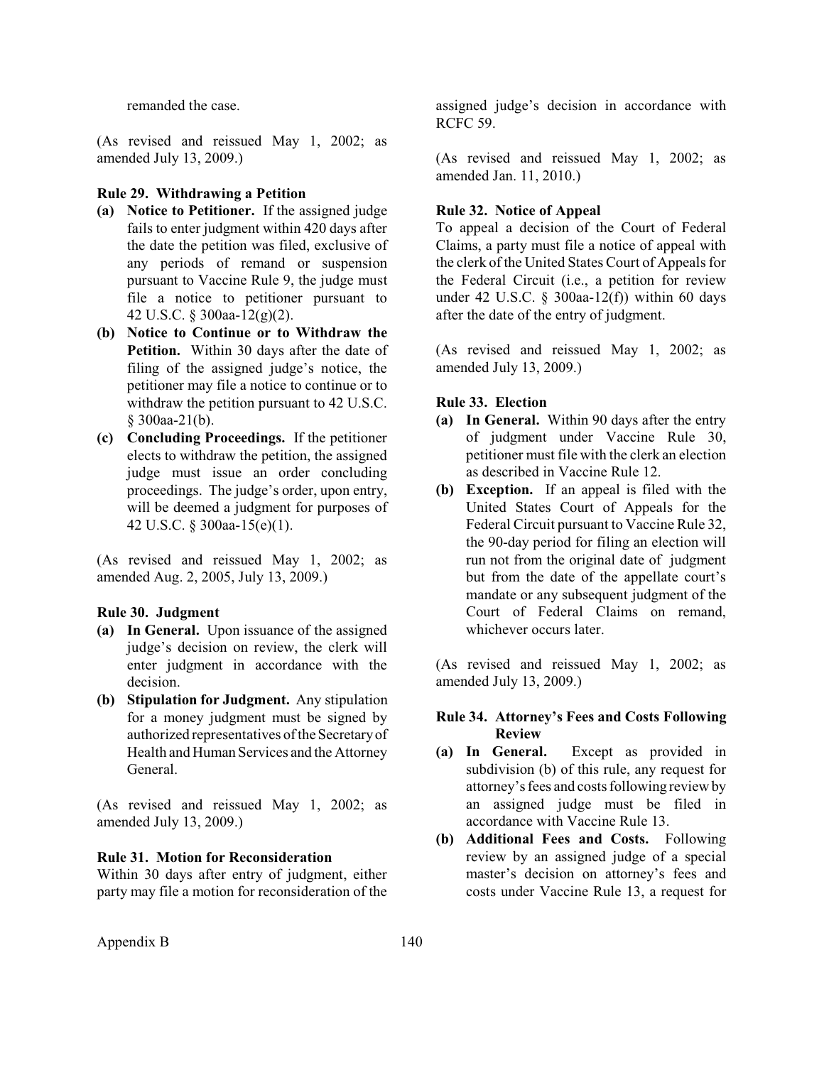remanded the case.

(As revised and reissued May 1, 2002; as amended July 13, 2009.)

**Rule 29. Withdrawing a Petition**

- **(a) Notice to Petitioner.** If the assigned judge fails to enter judgment within 420 days after the date the petition was filed, exclusive of any periods of remand or suspension pursuant to Vaccine Rule 9, the judge must file a notice to petitioner pursuant to 42 U.S.C. § 300aa-12(g)(2).
- **(b) Notice to Continue or to Withdraw the Petition.** Within 30 days after the date of filing of the assigned judge's notice, the petitioner may file a notice to continue or to withdraw the petition pursuant to 42 U.S.C. § 300aa-21(b).
- **(c) Concluding Proceedings.** If the petitioner elects to withdraw the petition, the assigned judge must issue an order concluding proceedings. The judge's order, upon entry, will be deemed a judgment for purposes of 42 U.S.C. § 300aa-15(e)(1).

(As revised and reissued May 1, 2002; as amended Aug. 2, 2005, July 13, 2009.)

**Rule 30. Judgment**

- **(a) In General.** Upon issuance of the assigned judge's decision on review, the clerk will enter judgment in accordance with the decision.
- **(b) Stipulation for Judgment.** Any stipulation for a money judgment must be signed by authorized representatives of the Secretary of Health and Human Services and the Attorney General.

(As revised and reissued May 1, 2002; as amended July 13, 2009.)

**Rule 31. Motion for Reconsideration**

Within 30 days after entry of judgment, either party may file a motion for reconsideration of the assigned judge's decision in accordance with RCFC 59.

(As revised and reissued May 1, 2002; as amended Jan. 11, 2010.)

**Rule 32. Notice of Appeal**

To appeal a decision of the Court of Federal Claims, a party must file a notice of appeal with the clerk of the United States Court of Appeals for the Federal Circuit (i.e., a petition for review under 42 U.S.C. § 300aa-12(f)) within 60 days after the date of the entry of judgment.

(As revised and reissued May 1, 2002; as amended July 13, 2009.)

**Rule 33. Election**

- **(a) In General.** Within 90 days after the entry of judgment under Vaccine Rule 30, petitioner must file with the clerk an election as described in Vaccine Rule 12.
- **(b) Exception.** If an appeal is filed with the United States Court of Appeals for the Federal Circuit pursuant to Vaccine Rule 32, the 90-day period for filing an election will run not from the original date of judgment but from the date of the appellate court's mandate or any subsequent judgment of the Court of Federal Claims on remand, whichever occurs later.

(As revised and reissued May 1, 2002; as amended July 13, 2009.)

**Rule 34. Attorney's Fees and Costs Following Review**

- **(a) In General.** Except as provided in subdivision (b) of this rule, any request for attorney's fees and costs following review by an assigned judge must be filed in accordance with Vaccine Rule 13.
- **(b) Additional Fees and Costs.** Following review by an assigned judge of a special master's decision on attorney's fees and costs under Vaccine Rule 13, a request for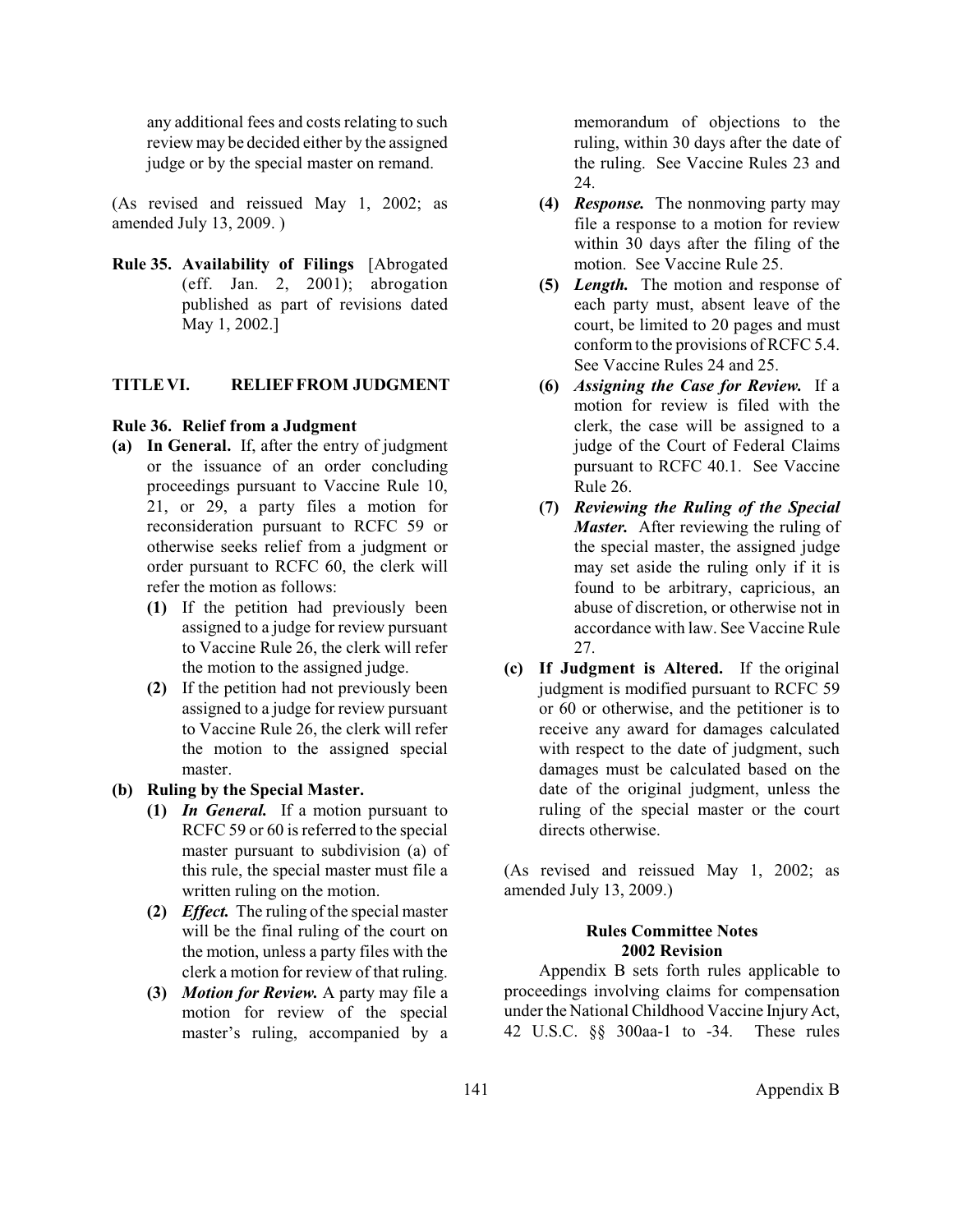any additional fees and costs relating to such review may be decided either by the assigned judge or by the special master on remand.

(As revised and reissued May 1, 2002; as amended July 13, 2009. )

**Rule 35. Availability of Filings** [Abrogated (eff. Jan. 2, 2001); abrogation published as part of revisions dated May 1, 2002.]

## TITLE VI. RELIEF FROM JUDGMENT

**Rule 36. Relief from a Judgment**

**(a) In General.** If, after the entry of judgment or the issuance of an order concluding proceedings pursuant to Vaccine Rule 10, 21, or 29, a party files a motion for reconsideration pursuant to RCFC 59 or otherwise seeks relief from a judgment or order pursuant to RCFC 60, the clerk will refer the motion as follows:

- **(1)** If the petition had previously been assigned to a judge for review pursuant to Vaccine Rule 26, the clerk will refer the motion to the assigned judge.
- **(2)** If the petition had not previously been assigned to a judge for review pursuant to Vaccine Rule 26, the clerk will refer the motion to the assigned special master.

**(b) Ruling by the Special Master.**

- **(1)** ***In General.*** If a motion pursuant to RCFC 59 or 60 is referred to the special master pursuant to subdivision (a) of this rule, the special master must file a written ruling on the motion.
- **(2)** ***Effect.*** The ruling of the special master will be the final ruling of the court on the motion, unless a party files with the clerk a motion for review of that ruling.
- **(3)** ***Motion for Review.*** A party may file a motion for review of the special master's ruling, accompanied by a memorandum of objections to the ruling, within 30 days after the date of the ruling. See Vaccine Rules 23 and 24.
- **(4)** ***Response.*** The nonmoving party may file a response to a motion for review within 30 days after the filing of the motion. See Vaccine Rule 25.
- **(5)** ***Length.*** The motion and response of each party must, absent leave of the court, be limited to 20 pages and must conform to the provisions of RCFC 5.4. See Vaccine Rules 24 and 25.
- **(6)** ***Assigning the Case for Review.*** If a motion for review is filed with the clerk, the case will be assigned to a judge of the Court of Federal Claims pursuant to RCFC 40.1. See Vaccine Rule 26.
- **(7)** ***Reviewing the Ruling of the Special Master.*** After reviewing the ruling of the special master, the assigned judge may set aside the ruling only if it is found to be arbitrary, capricious, an abuse of discretion, or otherwise not in accordance with law. See Vaccine Rule 27.

**(c) If Judgment is Altered.** If the original judgment is modified pursuant to RCFC 59 or 60 or otherwise, and the petitioner is to receive any award for damages calculated with respect to the date of judgment, such damages must be calculated based on the date of the original judgment, unless the ruling of the special master or the court directs otherwise.

(As revised and reissued May 1, 2002; as amended July 13, 2009.)

### Rules Committee Notes
### 2002 Revision

Appendix B sets forth rules applicable to proceedings involving claims for compensation under the National Childhood Vaccine Injury Act, 42 U.S.C. §§ 300aa-1 to -34. These rules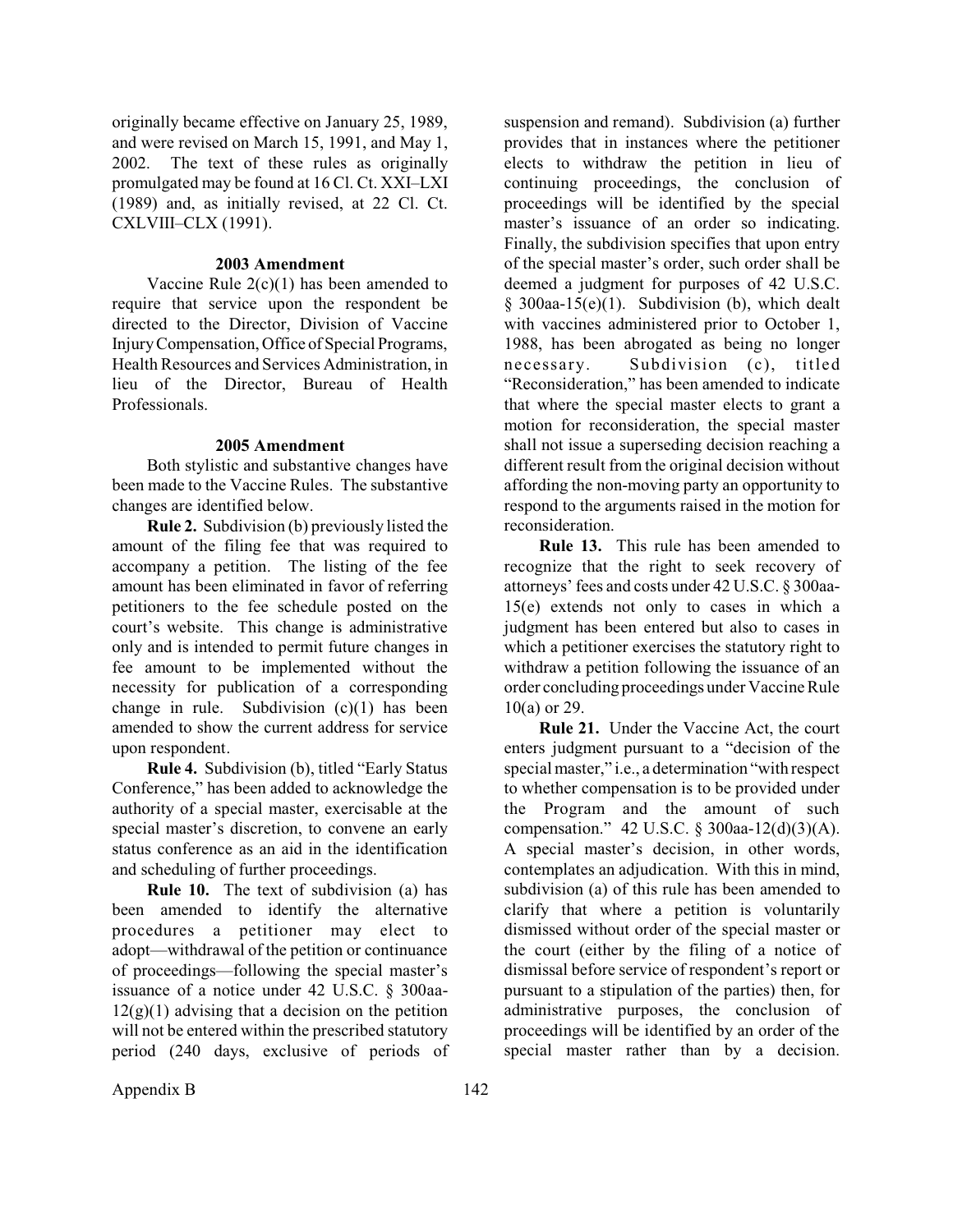originally became effective on January 25, 1989, and were revised on March 15, 1991, and May 1, 2002. The text of these rules as originally promulgated may be found at 16 Cl. Ct. XXI–LXI (1989) and, as initially revised, at 22 Cl. Ct. CXLVIII–CLX (1991).

### 2003 Amendment

Vaccine Rule 2(c)(1) has been amended to require that service upon the respondent be directed to the Director, Division of Vaccine Injury Compensation, Office of Special Programs, Health Resources and Services Administration, in lieu of the Director, Bureau of Health Professionals.

### 2005 Amendment

Both stylistic and substantive changes have been made to the Vaccine Rules. The substantive changes are identified below.

**Rule 2.** Subdivision (b) previously listed the amount of the filing fee that was required to accompany a petition. The listing of the fee amount has been eliminated in favor of referring petitioners to the fee schedule posted on the court's website. This change is administrative only and is intended to permit future changes in fee amount to be implemented without the necessity for publication of a corresponding change in rule. Subdivision (c)(1) has been amended to show the current address for service upon respondent.

**Rule 4.** Subdivision (b), titled "Early Status Conference," has been added to acknowledge the authority of a special master, exercisable at the special master's discretion, to convene an early status conference as an aid in the identification and scheduling of further proceedings.

**Rule 10.** The text of subdivision (a) has been amended to identify the alternative procedures a petitioner may elect to adopt—withdrawal of the petition or continuance of proceedings—following the special master's issuance of a notice under 42 U.S.C. § 300aa-12(g)(1) advising that a decision on the petition will not be entered within the prescribed statutory period (240 days, exclusive of periods of suspension and remand). Subdivision (a) further provides that in instances where the petitioner elects to withdraw the petition in lieu of continuing proceedings, the conclusion of proceedings will be identified by the special master's issuance of an order so indicating. Finally, the subdivision specifies that upon entry of the special master's order, such order shall be deemed a judgment for purposes of 42 U.S.C. § 300aa-15(e)(1). Subdivision (b), which dealt with vaccines administered prior to October 1, 1988, has been abrogated as being no longer necessary. Subdivision (c), titled "Reconsideration," has been amended to indicate that where the special master elects to grant a motion for reconsideration, the special master shall not issue a superseding decision reaching a different result from the original decision without affording the non-moving party an opportunity to respond to the arguments raised in the motion for reconsideration.

**Rule 13.** This rule has been amended to recognize that the right to seek recovery of attorneys' fees and costs under 42 U.S.C. § 300aa-15(e) extends not only to cases in which a judgment has been entered but also to cases in which a petitioner exercises the statutory right to withdraw a petition following the issuance of an order concluding proceedings under Vaccine Rule 10(a) or 29.

**Rule 21.** Under the Vaccine Act, the court enters judgment pursuant to a "decision of the special master," i.e., a determination "with respect to whether compensation is to be provided under the Program and the amount of such compensation." 42 U.S.C. § 300aa-12(d)(3)(A). A special master's decision, in other words, contemplates an adjudication. With this in mind, subdivision (a) of this rule has been amended to clarify that where a petition is voluntarily dismissed without order of the special master or the court (either by the filing of a notice of dismissal before service of respondent's report or pursuant to a stipulation of the parties) then, for administrative purposes, the conclusion of proceedings will be identified by an order of the special master rather than by a decision.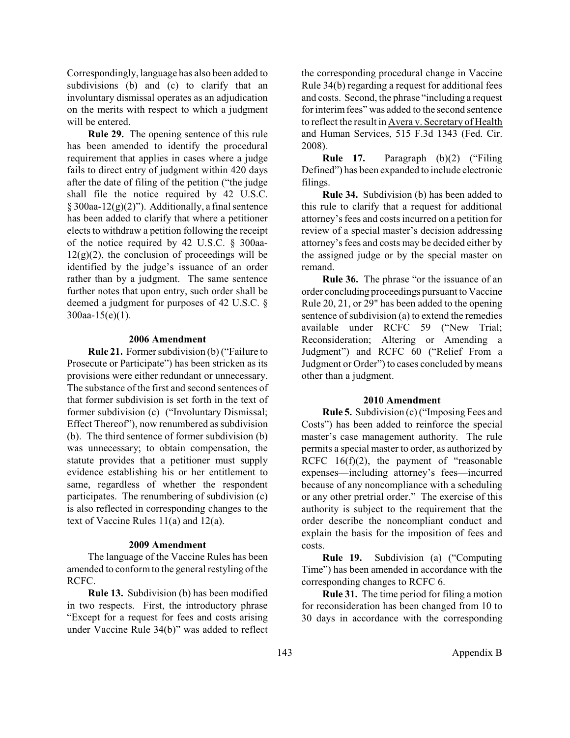Correspondingly, language has also been added to subdivisions (b) and (c) to clarify that an involuntary dismissal operates as an adjudication on the merits with respect to which a judgment will be entered.

**Rule 29.** The opening sentence of this rule has been amended to identify the procedural requirement that applies in cases where a judge fails to direct entry of judgment within 420 days after the date of filing of the petition ("the judge shall file the notice required by 42 U.S.C. § 300aa-12(g)(2)"). Additionally, a final sentence has been added to clarify that where a petitioner elects to withdraw a petition following the receipt of the notice required by 42 U.S.C. § 300aa-12(g)(2), the conclusion of proceedings will be identified by the judge's issuance of an order rather than by a judgment. The same sentence further notes that upon entry, such order shall be deemed a judgment for purposes of 42 U.S.C. § 300aa-15(e)(1).

### 2006 Amendment

**Rule 21.** Former subdivision (b) ("Failure to Prosecute or Participate") has been stricken as its provisions were either redundant or unnecessary. The substance of the first and second sentences of that former subdivision is set forth in the text of former subdivision (c) ("Involuntary Dismissal; Effect Thereof"), now renumbered as subdivision (b). The third sentence of former subdivision (b) was unnecessary; to obtain compensation, the statute provides that a petitioner must supply evidence establishing his or her entitlement to same, regardless of whether the respondent participates. The renumbering of subdivision (c) is also reflected in corresponding changes to the text of Vaccine Rules 11(a) and 12(a).

### 2009 Amendment

The language of the Vaccine Rules has been amended to conform to the general restyling of the RCFC.

**Rule 13.** Subdivision (b) has been modified in two respects. First, the introductory phrase "Except for a request for fees and costs arising under Vaccine Rule 34(b)" was added to reflect the corresponding procedural change in Vaccine Rule 34(b) regarding a request for additional fees and costs. Second, the phrase "including a request for interim fees" was added to the second sentence to reflect the result in Avera v. Secretary of Health and Human Services, 515 F.3d 1343 (Fed. Cir. 2008).

**Rule 17.** Paragraph (b)(2) ("Filing Defined") has been expanded to include electronic filings.

**Rule 34.** Subdivision (b) has been added to this rule to clarify that a request for additional attorney's fees and costs incurred on a petition for review of a special master's decision addressing attorney's fees and costs may be decided either by the assigned judge or by the special master on remand.

**Rule 36.** The phrase "or the issuance of an order concluding proceedings pursuant to Vaccine Rule 20, 21, or 29" has been added to the opening sentence of subdivision (a) to extend the remedies available under RCFC 59 ("New Trial; Reconsideration; Altering or Amending a Judgment") and RCFC 60 ("Relief From a Judgment or Order") to cases concluded by means other than a judgment.

### 2010 Amendment

**Rule 5.** Subdivision (c) ("Imposing Fees and Costs") has been added to reinforce the special master's case management authority. The rule permits a special master to order, as authorized by RCFC 16(f)(2), the payment of "reasonable expenses—including attorney's fees—incurred because of any noncompliance with a scheduling or any other pretrial order." The exercise of this authority is subject to the requirement that the order describe the noncompliant conduct and explain the basis for the imposition of fees and costs.

**Rule 19.** Subdivision (a) ("Computing Time") has been amended in accordance with the corresponding changes to RCFC 6.

**Rule 31.** The time period for filing a motion for reconsideration has been changed from 10 to 30 days in accordance with the corresponding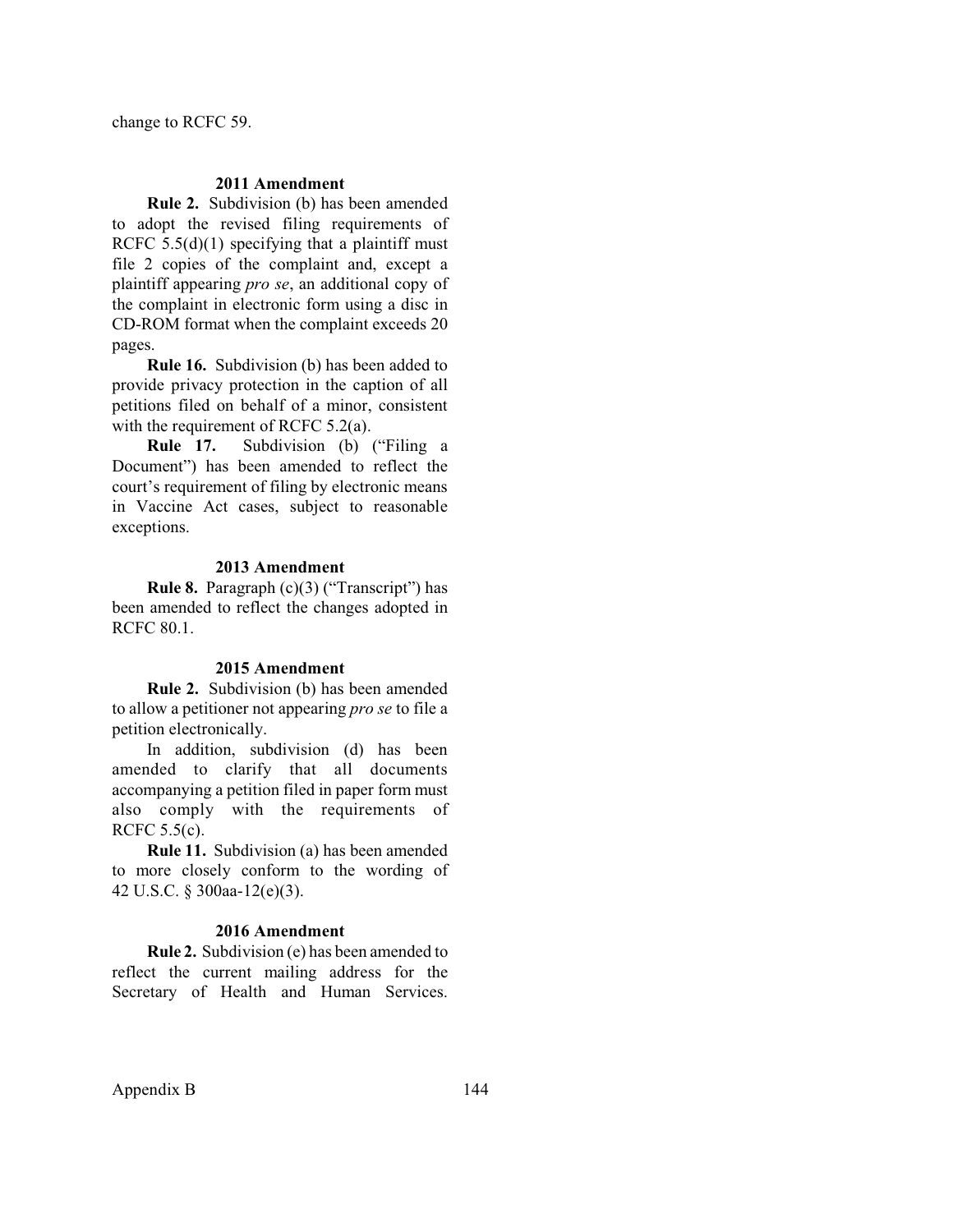change to RCFC 59.

### 2011 Amendment

**Rule 2.** Subdivision (b) has been amended to adopt the revised filing requirements of RCFC 5.5(d)(1) specifying that a plaintiff must file 2 copies of the complaint and, except a plaintiff appearing *pro se*, an additional copy of the complaint in electronic form using a disc in CD-ROM format when the complaint exceeds 20 pages.

**Rule 16.** Subdivision (b) has been added to provide privacy protection in the caption of all petitions filed on behalf of a minor, consistent with the requirement of RCFC 5.2(a).

**Rule 17.** Subdivision (b) ("Filing a Document") has been amended to reflect the court's requirement of filing by electronic means in Vaccine Act cases, subject to reasonable exceptions.

### 2013 Amendment

**Rule 8.** Paragraph (c)(3) ("Transcript") has been amended to reflect the changes adopted in RCFC 80.1.

### 2015 Amendment

**Rule 2.** Subdivision (b) has been amended to allow a petitioner not appearing *pro se* to file a petition electronically.

In addition, subdivision (d) has been amended to clarify that all documents accompanying a petition filed in paper form must also comply with the requirements of RCFC 5.5(c).

**Rule 11.** Subdivision (a) has been amended to more closely conform to the wording of 42 U.S.C. § 300aa-12(e)(3).

### 2016 Amendment

**Rule 2.** Subdivision (e) has been amended to reflect the current mailing address for the Secretary of Health and Human Services.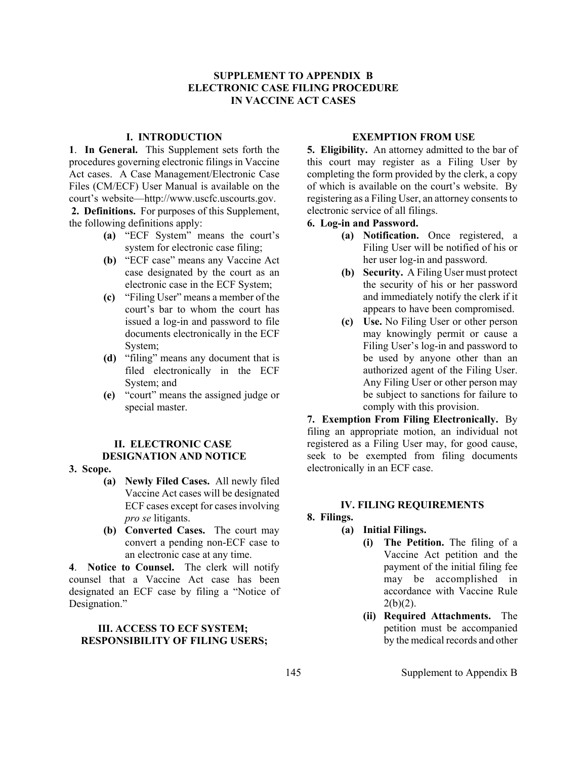# SUPPLEMENT TO APPENDIX B
# ELECTRONIC CASE FILING PROCEDURE
# IN VACCINE ACT CASES

## I. INTRODUCTION

**1**. **In General.** This Supplement sets forth the procedures governing electronic filings in Vaccine Act cases. A Case Management/Electronic Case Files (CM/ECF) User Manual is available on the court's website—http://www.uscfc.uscourts.gov.

**2. Definitions.** For purposes of this Supplement, the following definitions apply:

- **(a)** "ECF System" means the court's system for electronic case filing;
- **(b)** "ECF case" means any Vaccine Act case designated by the court as an electronic case in the ECF System;
- **(c)** "Filing User" means a member of the court's bar to whom the court has issued a log-in and password to file documents electronically in the ECF System;
- **(d)** "filing" means any document that is filed electronically in the ECF System; and
- **(e)** "court" means the assigned judge or special master.

## II. ELECTRONIC CASE DESIGNATION AND NOTICE

**3. Scope.**

- **(a) Newly Filed Cases.** All newly filed Vaccine Act cases will be designated ECF cases except for cases involving *pro se* litigants.
- **(b) Converted Cases.** The court may convert a pending non-ECF case to an electronic case at any time.

**4**. **Notice to Counsel.** The clerk will notify counsel that a Vaccine Act case has been designated an ECF case by filing a "Notice of Designation."

## III. ACCESS TO ECF SYSTEM; RESPONSIBILITY OF FILING USERS; EXEMPTION FROM USE

**5. Eligibility.** An attorney admitted to the bar of this court may register as a Filing User by completing the form provided by the clerk, a copy of which is available on the court's website. By registering as a Filing User, an attorney consents to electronic service of all filings.

**6. Log-in and Password.**

- **(a) Notification.** Once registered, a Filing User will be notified of his or her user log-in and password.
- **(b) Security.** A Filing User must protect the security of his or her password and immediately notify the clerk if it appears to have been compromised.
- **(c) Use.** No Filing User or other person may knowingly permit or cause a Filing User's log-in and password to be used by anyone other than an authorized agent of the Filing User. Any Filing User or other person may be subject to sanctions for failure to comply with this provision.

**7. Exemption From Filing Electronically.** By filing an appropriate motion, an individual not registered as a Filing User may, for good cause, seek to be exempted from filing documents electronically in an ECF case.

## IV. FILING REQUIREMENTS

**8. Filings.**

- **(a) Initial Filings.**
  - **(i) The Petition.** The filing of a Vaccine Act petition and the payment of the initial filing fee may be accomplished in accordance with Vaccine Rule 2(b)(2).
  - **(ii) Required Attachments.** The petition must be accompanied by the medical records and other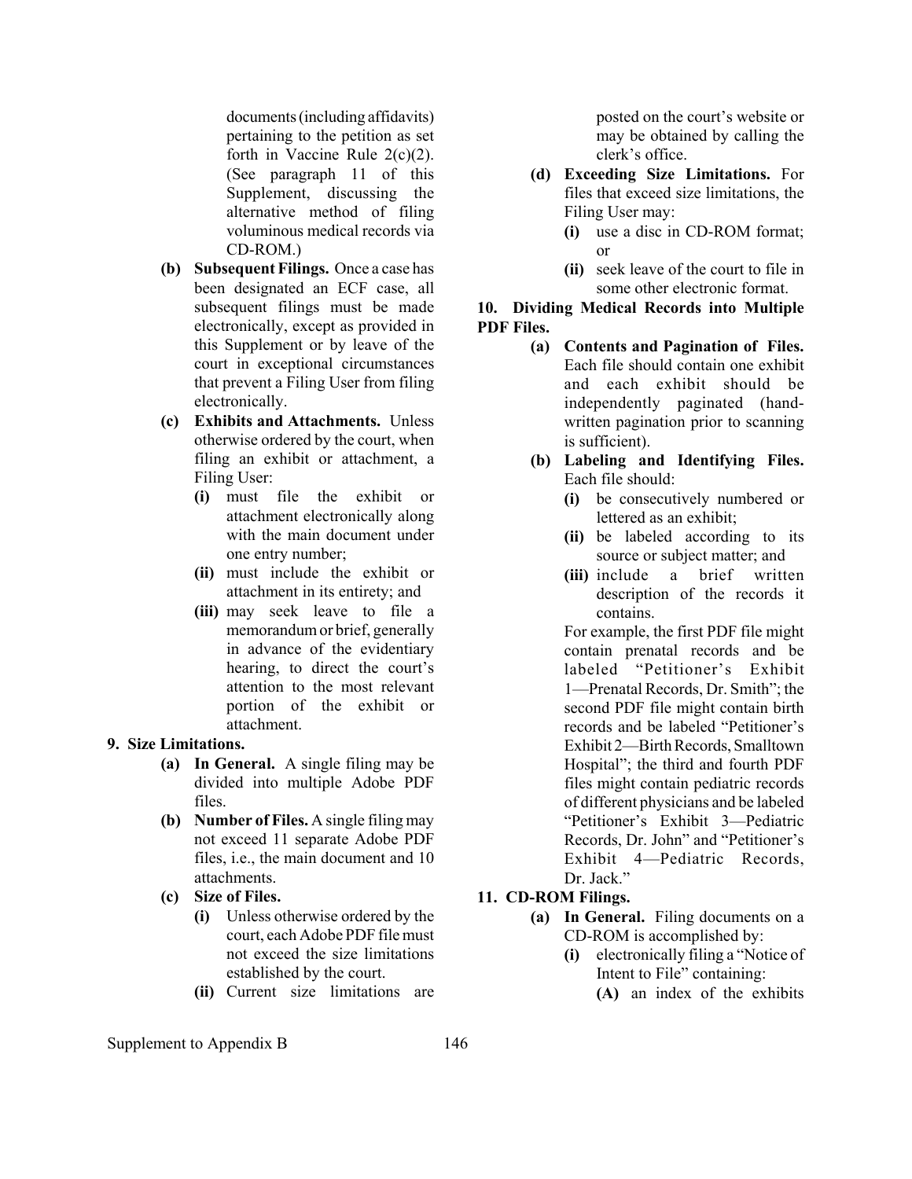documents (including affidavits) pertaining to the petition as set forth in Vaccine Rule 2(c)(2). (See paragraph 11 of this Supplement, discussing the alternative method of filing voluminous medical records via CD-ROM.)

- **(b) Subsequent Filings.** Once a case has been designated an ECF case, all subsequent filings must be made electronically, except as provided in this Supplement or by leave of the court in exceptional circumstances that prevent a Filing User from filing electronically.
- **(c) Exhibits and Attachments.** Unless otherwise ordered by the court, when filing an exhibit or attachment, a Filing User:
  - **(i)** must file the exhibit or attachment electronically along with the main document under one entry number;
  - **(ii)** must include the exhibit or attachment in its entirety; and
  - **(iii)** may seek leave to file a memorandum or brief, generally in advance of the evidentiary hearing, to direct the court's attention to the most relevant portion of the exhibit or attachment.

**9. Size Limitations.**

- **(a) In General.** A single filing may be divided into multiple Adobe PDF files.
- **(b) Number of Files.** A single filing may not exceed 11 separate Adobe PDF files, i.e., the main document and 10 attachments.
- **(c) Size of Files.**
  - **(i)** Unless otherwise ordered by the court, each Adobe PDF file must not exceed the size limitations established by the court.
  - **(ii)** Current size limitations are posted on the court's website or may be obtained by calling the clerk's office.
- **(d) Exceeding Size Limitations.** For files that exceed size limitations, the Filing User may:
  - **(i)** use a disc in CD-ROM format; or
  - **(ii)** seek leave of the court to file in some other electronic format.

**10. Dividing Medical Records into Multiple PDF Files.**

- **(a) Contents and Pagination of Files.** Each file should contain one exhibit and each exhibit should be independently paginated (hand-written pagination prior to scanning is sufficient).
- **(b) Labeling and Identifying Files.** Each file should:
  - **(i)** be consecutively numbered or lettered as an exhibit;
  - **(ii)** be labeled according to its source or subject matter; and
  - **(iii)** include a brief written description of the records it contains.

  For example, the first PDF file might contain prenatal records and be labeled "Petitioner's Exhibit 1—Prenatal Records, Dr. Smith"; the second PDF file might contain birth records and be labeled "Petitioner's Exhibit 2—Birth Records, Smalltown Hospital"; the third and fourth PDF files might contain pediatric records of different physicians and be labeled "Petitioner's Exhibit 3—Pediatric Records, Dr. John" and "Petitioner's Exhibit 4—Pediatric Records, Dr. Jack."

**11. CD-ROM Filings.**

- **(a) In General.** Filing documents on a CD-ROM is accomplished by:
  - **(i)** electronically filing a "Notice of Intent to File" containing:
    - **(A)** an index of the exhibits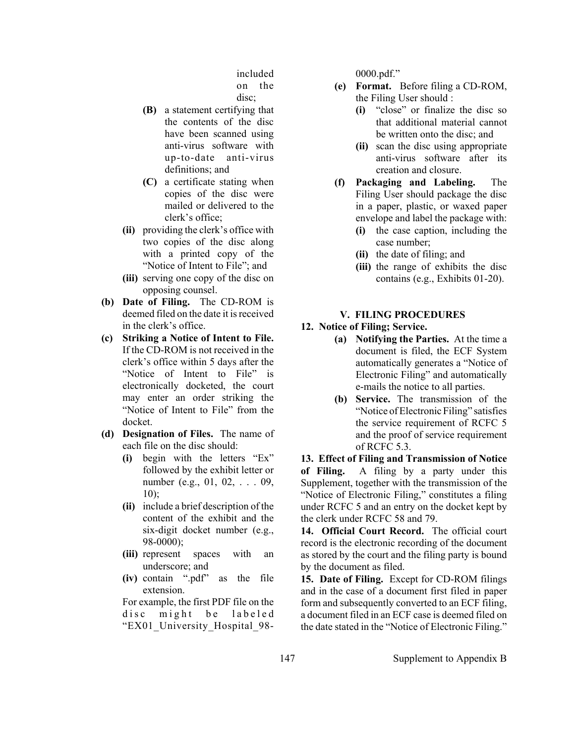included on the disc;

- **(B)** a statement certifying that the contents of the disc have been scanned using anti-virus software with up-to-date anti-virus definitions; and
- **(C)** a certificate stating when copies of the disc were mailed or delivered to the clerk's office;

- **(ii)** providing the clerk's office with two copies of the disc along with a printed copy of the "Notice of Intent to File"; and
- **(iii)** serving one copy of the disc on opposing counsel.

**(b) Date of Filing.** The CD-ROM is deemed filed on the date it is received in the clerk's office.

**(c) Striking a Notice of Intent to File.** If the CD-ROM is not received in the clerk's office within 5 days after the "Notice of Intent to File" is electronically docketed, the court may enter an order striking the "Notice of Intent to File" from the docket.

**(d) Designation of Files.** The name of each file on the disc should:

- **(i)** begin with the letters "Ex" followed by the exhibit letter or number (e.g., 01, 02, . . . 09, 10);
- **(ii)** include a brief description of the content of the exhibit and the six-digit docket number (e.g., 98-0000);
- **(iii)** represent spaces with an underscore; and
- **(iv)** contain ".pdf" as the file extension.

For example, the first PDF file on the disc might be labeled "EX01_University_Hospital_98-0000.pdf."

**(e) Format.** Before filing a CD-ROM, the Filing User should :

- **(i)** "close" or finalize the disc so that additional material cannot be written onto the disc; and
- **(ii)** scan the disc using appropriate anti-virus software after its creation and closure.

**(f) Packaging and Labeling.** The Filing User should package the disc in a paper, plastic, or waxed paper envelope and label the package with:

- **(i)** the case caption, including the case number;
- **(ii)** the date of filing; and
- **(iii)** the range of exhibits the disc contains (e.g., Exhibits 01-20).

## V. FILING PROCEDURES

**12. Notice of Filing; Service.**

**(a) Notifying the Parties.** At the time a document is filed, the ECF System automatically generates a "Notice of Electronic Filing" and automatically e-mails the notice to all parties.

**(b) Service.** The transmission of the "Notice of Electronic Filing" satisfies the service requirement of RCFC 5 and the proof of service requirement of RCFC 5.3.

**13. Effect of Filing and Transmission of Notice of Filing.** A filing by a party under this Supplement, together with the transmission of the "Notice of Electronic Filing," constitutes a filing under RCFC 5 and an entry on the docket kept by the clerk under RCFC 58 and 79.

**14. Official Court Record.** The official court record is the electronic recording of the document as stored by the court and the filing party is bound by the document as filed.

**15. Date of Filing.** Except for CD-ROM filings and in the case of a document first filed in paper form and subsequently converted to an ECF filing, a document filed in an ECF case is deemed filed on the date stated in the "Notice of Electronic Filing."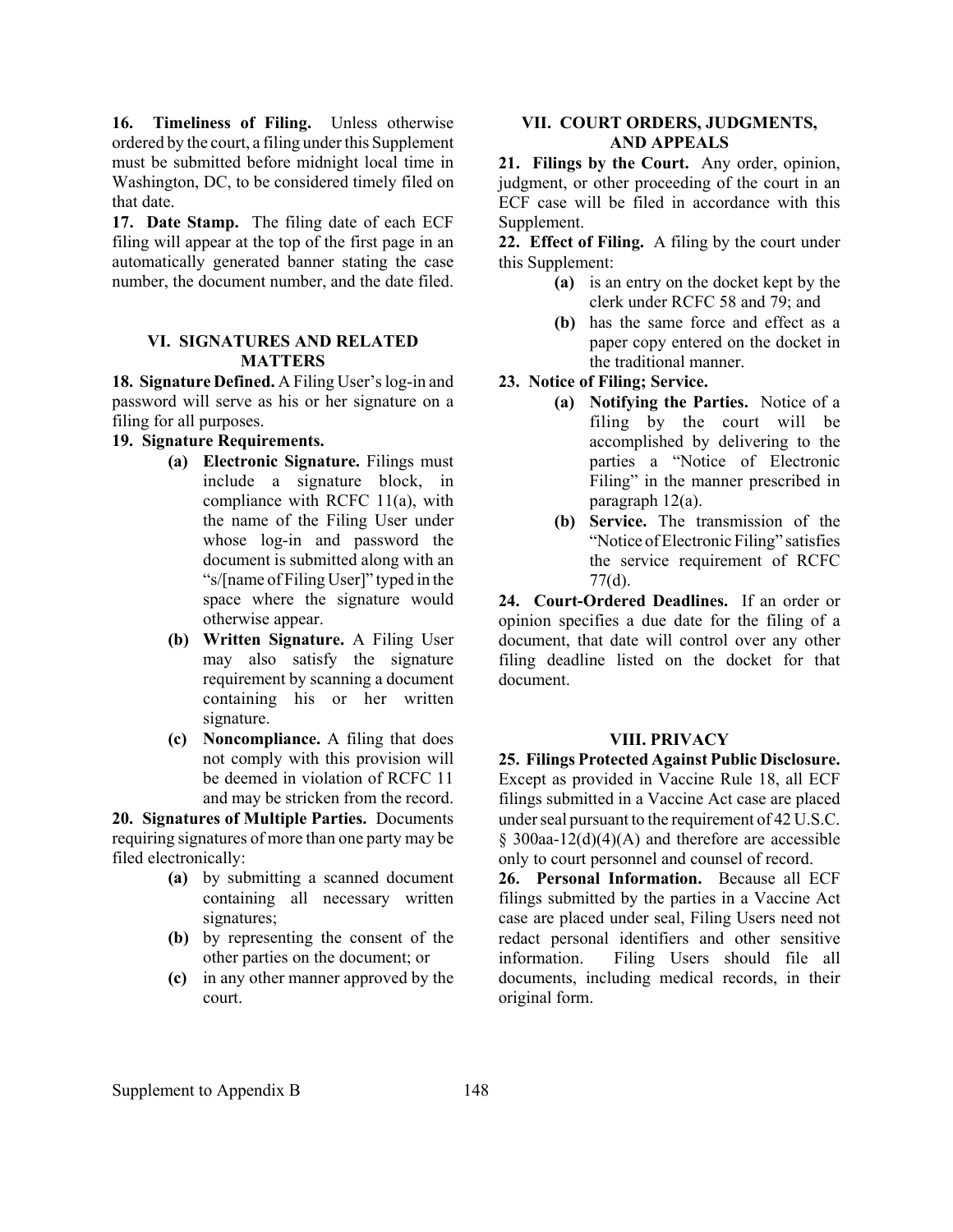**16. Timeliness of Filing.** Unless otherwise ordered by the court, a filing under this Supplement must be submitted before midnight local time in Washington, DC, to be considered timely filed on that date.

**17. Date Stamp.** The filing date of each ECF filing will appear at the top of the first page in an automatically generated banner stating the case number, the document number, and the date filed.

## VI. SIGNATURES AND RELATED MATTERS

**18. Signature Defined.** A Filing User's log-in and password will serve as his or her signature on a filing for all purposes.

**19. Signature Requirements.**

- **(a) Electronic Signature.** Filings must include a signature block, in compliance with RCFC 11(a), with the name of the Filing User under whose log-in and password the document is submitted along with an "s/[name of Filing User]" typed in the space where the signature would otherwise appear.
- **(b) Written Signature.** A Filing User may also satisfy the signature requirement by scanning a document containing his or her written signature.
- **(c) Noncompliance.** A filing that does not comply with this provision will be deemed in violation of RCFC 11 and may be stricken from the record.

**20. Signatures of Multiple Parties.** Documents requiring signatures of more than one party may be filed electronically:

- **(a)** by submitting a scanned document containing all necessary written signatures;
- **(b)** by representing the consent of the other parties on the document; or
- **(c)** in any other manner approved by the court.

## VII. COURT ORDERS, JUDGMENTS, AND APPEALS

**21. Filings by the Court.** Any order, opinion, judgment, or other proceeding of the court in an ECF case will be filed in accordance with this Supplement.

**22. Effect of Filing.** A filing by the court under this Supplement:

- **(a)** is an entry on the docket kept by the clerk under RCFC 58 and 79; and
- **(b)** has the same force and effect as a paper copy entered on the docket in the traditional manner.

**23. Notice of Filing; Service.**

- **(a) Notifying the Parties.** Notice of a filing by the court will be accomplished by delivering to the parties a "Notice of Electronic Filing" in the manner prescribed in paragraph 12(a).
- **(b) Service.** The transmission of the "Notice of Electronic Filing" satisfies the service requirement of RCFC 77(d).

**24. Court-Ordered Deadlines.** If an order or opinion specifies a due date for the filing of a document, that date will control over any other filing deadline listed on the docket for that document.

## VIII. PRIVACY

**25. Filings Protected Against Public Disclosure.** Except as provided in Vaccine Rule 18, all ECF filings submitted in a Vaccine Act case are placed under seal pursuant to the requirement of 42 U.S.C. § 300aa-12(d)(4)(A) and therefore are accessible only to court personnel and counsel of record.

**26. Personal Information.** Because all ECF filings submitted by the parties in a Vaccine Act case are placed under seal, Filing Users need not redact personal identifiers and other sensitive information. Filing Users should file all documents, including medical records, in their original form.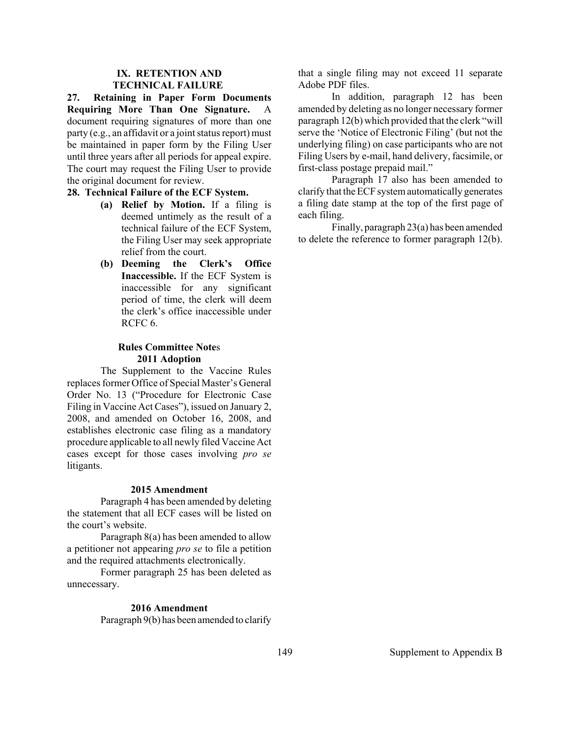## IX. RETENTION AND TECHNICAL FAILURE

**27. Retaining in Paper Form Documents Requiring More Than One Signature.** A document requiring signatures of more than one party (e.g., an affidavit or a joint status report) must be maintained in paper form by the Filing User until three years after all periods for appeal expire. The court may request the Filing User to provide the original document for review.

**28. Technical Failure of the ECF System.**

- **(a) Relief by Motion.** If a filing is deemed untimely as the result of a technical failure of the ECF System, the Filing User may seek appropriate relief from the court.
- **(b) Deeming the Clerk's Office Inaccessible.** If the ECF System is inaccessible for any significant period of time, the clerk will deem the clerk's office inaccessible under RCFC 6.

### Rules Committee Notes

### 2011 Adoption

The Supplement to the Vaccine Rules replaces former Office of Special Master's General Order No. 13 ("Procedure for Electronic Case Filing in Vaccine Act Cases"), issued on January 2, 2008, and amended on October 16, 2008, and establishes electronic case filing as a mandatory procedure applicable to all newly filed Vaccine Act cases except for those cases involving *pro se* litigants.

### 2015 Amendment

Paragraph 4 has been amended by deleting the statement that all ECF cases will be listed on the court's website.

Paragraph 8(a) has been amended to allow a petitioner not appearing *pro se* to file a petition and the required attachments electronically.

Former paragraph 25 has been deleted as unnecessary.

### 2016 Amendment

Paragraph 9(b) has been amended to clarify that a single filing may not exceed 11 separate Adobe PDF files.

In addition, paragraph 12 has been amended by deleting as no longer necessary former paragraph 12(b) which provided that the clerk "will serve the 'Notice of Electronic Filing' (but not the underlying filing) on case participants who are not Filing Users by e-mail, hand delivery, facsimile, or first-class postage prepaid mail."

Paragraph 17 also has been amended to clarify that the ECF system automatically generates a filing date stamp at the top of the first page of each filing.

Finally, paragraph 23(a) has been amended to delete the reference to former paragraph 12(b).